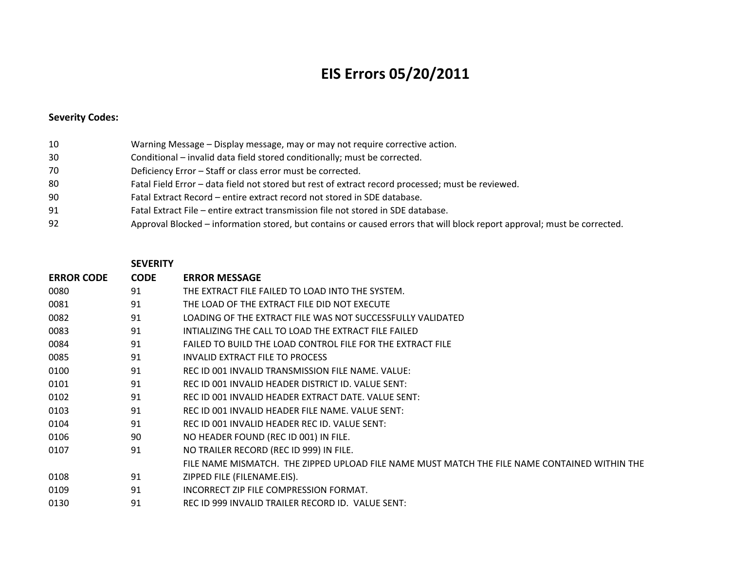# EIS Errors 05/20/2011

**Severity Codes:**

| | |
|---|---|
| 10 | Warning Message – Display message, may or may not require corrective action. |
| 30 | Conditional – invalid data field stored conditionally; must be corrected. |
| 70 | Deficiency Error – Staff or class error must be corrected. |
| 80 | Fatal Field Error – data field not stored but rest of extract record processed; must be reviewed. |
| 90 | Fatal Extract Record – entire extract record not stored in SDE database. |
| 91 | Fatal Extract File – entire extract transmission file not stored in SDE database. |
| 92 | Approval Blocked – information stored, but contains or caused errors that will block report approval; must be corrected. |

| ERROR CODE | SEVERITY CODE | ERROR MESSAGE |
|---|---|---|
| 0080 | 91 | THE EXTRACT FILE FAILED TO LOAD INTO THE SYSTEM. |
| 0081 | 91 | THE LOAD OF THE EXTRACT FILE DID NOT EXECUTE |
| 0082 | 91 | LOADING OF THE EXTRACT FILE WAS NOT SUCCESSFULLY VALIDATED |
| 0083 | 91 | INTIALIZING THE CALL TO LOAD THE EXTRACT FILE FAILED |
| 0084 | 91 | FAILED TO BUILD THE LOAD CONTROL FILE FOR THE EXTRACT FILE |
| 0085 | 91 | INVALID EXTRACT FILE TO PROCESS |
| 0100 | 91 | REC ID 001 INVALID TRANSMISSION FILE NAME. VALUE: |
| 0101 | 91 | REC ID 001 INVALID HEADER DISTRICT ID. VALUE SENT: |
| 0102 | 91 | REC ID 001 INVALID HEADER EXTRACT DATE. VALUE SENT: |
| 0103 | 91 | REC ID 001 INVALID HEADER FILE NAME. VALUE SENT: |
| 0104 | 91 | REC ID 001 INVALID HEADER REC ID. VALUE SENT: |
| 0106 | 90 | NO HEADER FOUND (REC ID 001) IN FILE. |
| 0107 | 91 | NO TRAILER RECORD (REC ID 999) IN FILE. |
| 0108 | 91 | FILE NAME MISMATCH. THE ZIPPED UPLOAD FILE NAME MUST MATCH THE FILE NAME CONTAINED WITHIN THE ZIPPED FILE (FILENAME.EIS). |
| 0109 | 91 | INCORRECT ZIP FILE COMPRESSION FORMAT. |
| 0130 | 91 | REC ID 999 INVALID TRAILER RECORD ID. VALUE SENT: |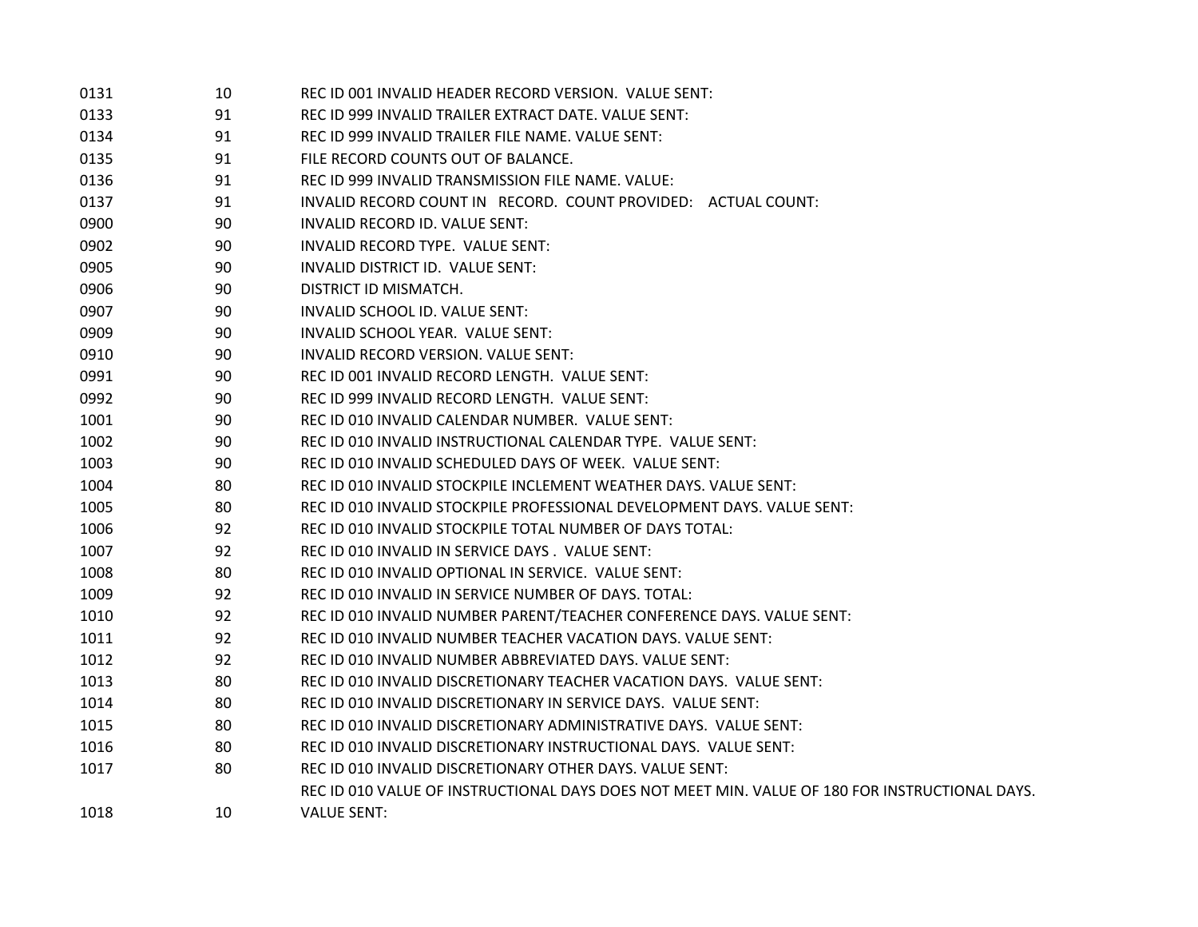| | | |
|---|---|---|
| 0131 | 10 | REC ID 001 INVALID HEADER RECORD VERSION. VALUE SENT: |
| 0133 | 91 | REC ID 999 INVALID TRAILER EXTRACT DATE. VALUE SENT: |
| 0134 | 91 | REC ID 999 INVALID TRAILER FILE NAME. VALUE SENT: |
| 0135 | 91 | FILE RECORD COUNTS OUT OF BALANCE. |
| 0136 | 91 | REC ID 999 INVALID TRANSMISSION FILE NAME. VALUE: |
| 0137 | 91 | INVALID RECORD COUNT IN RECORD. COUNT PROVIDED: ACTUAL COUNT: |
| 0900 | 90 | INVALID RECORD ID. VALUE SENT: |
| 0902 | 90 | INVALID RECORD TYPE. VALUE SENT: |
| 0905 | 90 | INVALID DISTRICT ID. VALUE SENT: |
| 0906 | 90 | DISTRICT ID MISMATCH. |
| 0907 | 90 | INVALID SCHOOL ID. VALUE SENT: |
| 0909 | 90 | INVALID SCHOOL YEAR. VALUE SENT: |
| 0910 | 90 | INVALID RECORD VERSION. VALUE SENT: |
| 0991 | 90 | REC ID 001 INVALID RECORD LENGTH. VALUE SENT: |
| 0992 | 90 | REC ID 999 INVALID RECORD LENGTH. VALUE SENT: |
| 1001 | 90 | REC ID 010 INVALID CALENDAR NUMBER. VALUE SENT: |
| 1002 | 90 | REC ID 010 INVALID INSTRUCTIONAL CALENDAR TYPE. VALUE SENT: |
| 1003 | 90 | REC ID 010 INVALID SCHEDULED DAYS OF WEEK. VALUE SENT: |
| 1004 | 80 | REC ID 010 INVALID STOCKPILE INCLEMENT WEATHER DAYS. VALUE SENT: |
| 1005 | 80 | REC ID 010 INVALID STOCKPILE PROFESSIONAL DEVELOPMENT DAYS. VALUE SENT: |
| 1006 | 92 | REC ID 010 INVALID STOCKPILE TOTAL NUMBER OF DAYS TOTAL: |
| 1007 | 92 | REC ID 010 INVALID IN SERVICE DAYS . VALUE SENT: |
| 1008 | 80 | REC ID 010 INVALID OPTIONAL IN SERVICE. VALUE SENT: |
| 1009 | 92 | REC ID 010 INVALID IN SERVICE NUMBER OF DAYS. TOTAL: |
| 1010 | 92 | REC ID 010 INVALID NUMBER PARENT/TEACHER CONFERENCE DAYS. VALUE SENT: |
| 1011 | 92 | REC ID 010 INVALID NUMBER TEACHER VACATION DAYS. VALUE SENT: |
| 1012 | 92 | REC ID 010 INVALID NUMBER ABBREVIATED DAYS. VALUE SENT: |
| 1013 | 80 | REC ID 010 INVALID DISCRETIONARY TEACHER VACATION DAYS. VALUE SENT: |
| 1014 | 80 | REC ID 010 INVALID DISCRETIONARY IN SERVICE DAYS. VALUE SENT: |
| 1015 | 80 | REC ID 010 INVALID DISCRETIONARY ADMINISTRATIVE DAYS. VALUE SENT: |
| 1016 | 80 | REC ID 010 INVALID DISCRETIONARY INSTRUCTIONAL DAYS. VALUE SENT: |
| 1017 | 80 | REC ID 010 INVALID DISCRETIONARY OTHER DAYS. VALUE SENT: |
| 1018 | 10 | REC ID 010 VALUE OF INSTRUCTIONAL DAYS DOES NOT MEET MIN. VALUE OF 180 FOR INSTRUCTIONAL DAYS. VALUE SENT: |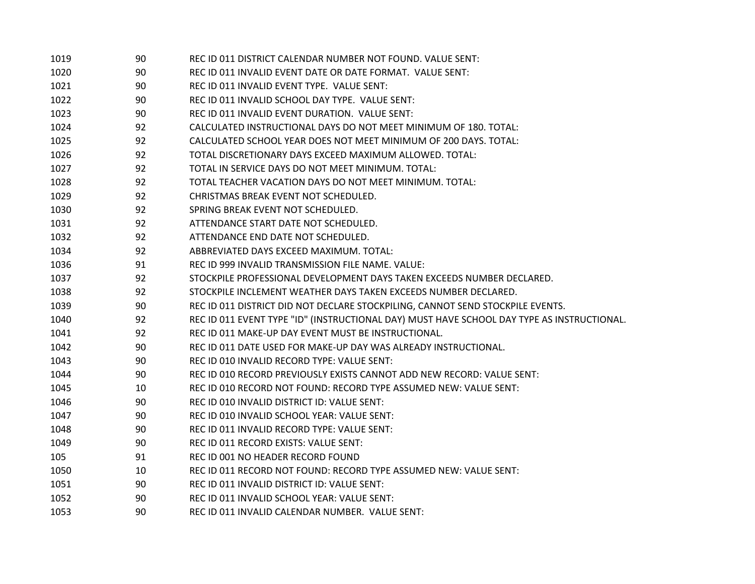| | | |
|---|---|---|
| 1019 | 90 | REC ID 011 DISTRICT CALENDAR NUMBER NOT FOUND. VALUE SENT: |
| 1020 | 90 | REC ID 011 INVALID EVENT DATE OR DATE FORMAT. VALUE SENT: |
| 1021 | 90 | REC ID 011 INVALID EVENT TYPE. VALUE SENT: |
| 1022 | 90 | REC ID 011 INVALID SCHOOL DAY TYPE. VALUE SENT: |
| 1023 | 90 | REC ID 011 INVALID EVENT DURATION. VALUE SENT: |
| 1024 | 92 | CALCULATED INSTRUCTIONAL DAYS DO NOT MEET MINIMUM OF 180. TOTAL: |
| 1025 | 92 | CALCULATED SCHOOL YEAR DOES NOT MEET MINIMUM OF 200 DAYS. TOTAL: |
| 1026 | 92 | TOTAL DISCRETIONARY DAYS EXCEED MAXIMUM ALLOWED. TOTAL: |
| 1027 | 92 | TOTAL IN SERVICE DAYS DO NOT MEET MINIMUM. TOTAL: |
| 1028 | 92 | TOTAL TEACHER VACATION DAYS DO NOT MEET MINIMUM. TOTAL: |
| 1029 | 92 | CHRISTMAS BREAK EVENT NOT SCHEDULED. |
| 1030 | 92 | SPRING BREAK EVENT NOT SCHEDULED. |
| 1031 | 92 | ATTENDANCE START DATE NOT SCHEDULED. |
| 1032 | 92 | ATTENDANCE END DATE NOT SCHEDULED. |
| 1034 | 92 | ABBREVIATED DAYS EXCEED MAXIMUM. TOTAL: |
| 1036 | 91 | REC ID 999 INVALID TRANSMISSION FILE NAME. VALUE: |
| 1037 | 92 | STOCKPILE PROFESSIONAL DEVELOPMENT DAYS TAKEN EXCEEDS NUMBER DECLARED. |
| 1038 | 92 | STOCKPILE INCLEMENT WEATHER DAYS TAKEN EXCEEDS NUMBER DECLARED. |
| 1039 | 90 | REC ID 011 DISTRICT DID NOT DECLARE STOCKPILING, CANNOT SEND STOCKPILE EVENTS. |
| 1040 | 92 | REC ID 011 EVENT TYPE "ID" (INSTRUCTIONAL DAY) MUST HAVE SCHOOL DAY TYPE AS INSTRUCTIONAL. |
| 1041 | 92 | REC ID 011 MAKE-UP DAY EVENT MUST BE INSTRUCTIONAL. |
| 1042 | 90 | REC ID 011 DATE USED FOR MAKE-UP DAY WAS ALREADY INSTRUCTIONAL. |
| 1043 | 90 | REC ID 010 INVALID RECORD TYPE: VALUE SENT: |
| 1044 | 90 | REC ID 010 RECORD PREVIOUSLY EXISTS CANNOT ADD NEW RECORD: VALUE SENT: |
| 1045 | 10 | REC ID 010 RECORD NOT FOUND: RECORD TYPE ASSUMED NEW: VALUE SENT: |
| 1046 | 90 | REC ID 010 INVALID DISTRICT ID: VALUE SENT: |
| 1047 | 90 | REC ID 010 INVALID SCHOOL YEAR: VALUE SENT: |
| 1048 | 90 | REC ID 011 INVALID RECORD TYPE: VALUE SENT: |
| 1049 | 90 | REC ID 011 RECORD EXISTS: VALUE SENT: |
| 105 | 91 | REC ID 001 NO HEADER RECORD FOUND |
| 1050 | 10 | REC ID 011 RECORD NOT FOUND: RECORD TYPE ASSUMED NEW: VALUE SENT: |
| 1051 | 90 | REC ID 011 INVALID DISTRICT ID: VALUE SENT: |
| 1052 | 90 | REC ID 011 INVALID SCHOOL YEAR: VALUE SENT: |
| 1053 | 90 | REC ID 011 INVALID CALENDAR NUMBER. VALUE SENT: |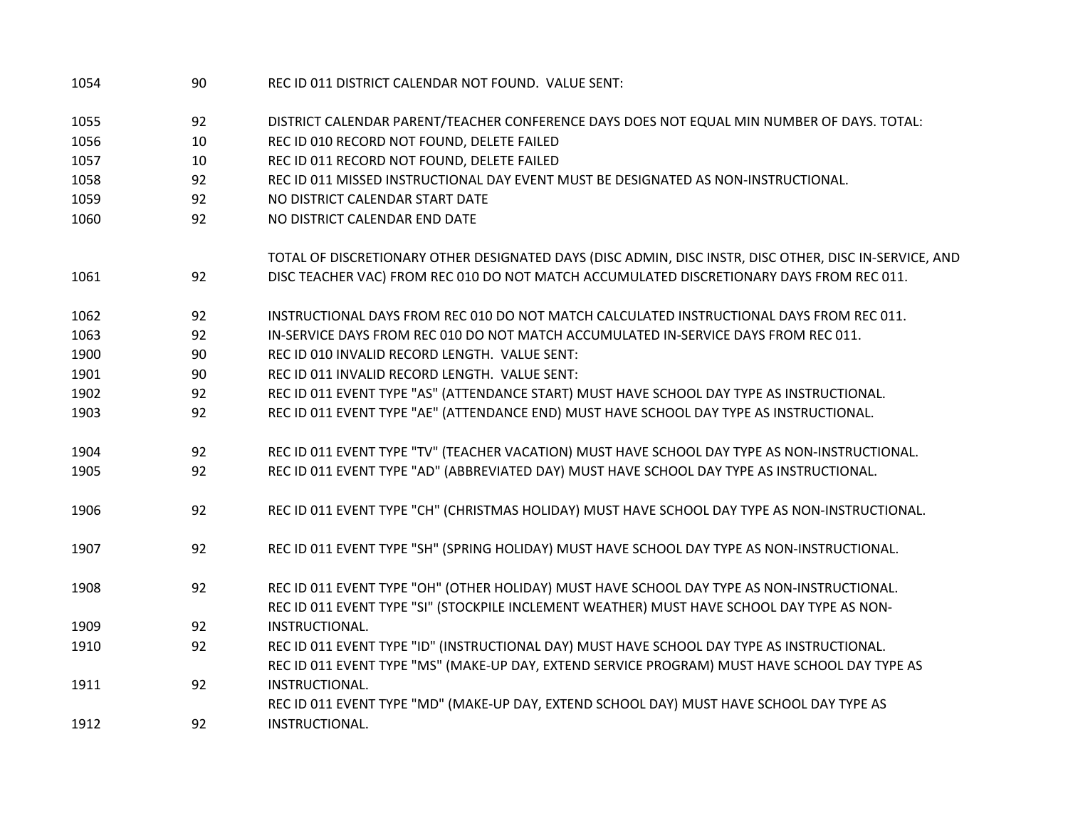| | | |
|---|---|---|
| 1054 | 90 | REC ID 011 DISTRICT CALENDAR NOT FOUND. VALUE SENT: |
| 1055 | 92 | DISTRICT CALENDAR PARENT/TEACHER CONFERENCE DAYS DOES NOT EQUAL MIN NUMBER OF DAYS. TOTAL: |
| 1056 | 10 | REC ID 010 RECORD NOT FOUND, DELETE FAILED |
| 1057 | 10 | REC ID 011 RECORD NOT FOUND, DELETE FAILED |
| 1058 | 92 | REC ID 011 MISSED INSTRUCTIONAL DAY EVENT MUST BE DESIGNATED AS NON-INSTRUCTIONAL. |
| 1059 | 92 | NO DISTRICT CALENDAR START DATE |
| 1060 | 92 | NO DISTRICT CALENDAR END DATE |
| 1061 | 92 | TOTAL OF DISCRETIONARY OTHER DESIGNATED DAYS (DISC ADMIN, DISC INSTR, DISC OTHER, DISC IN-SERVICE, AND DISC TEACHER VAC) FROM REC 010 DO NOT MATCH ACCUMULATED DISCRETIONARY DAYS FROM REC 011. |
| 1062 | 92 | INSTRUCTIONAL DAYS FROM REC 010 DO NOT MATCH CALCULATED INSTRUCTIONAL DAYS FROM REC 011. |
| 1063 | 92 | IN-SERVICE DAYS FROM REC 010 DO NOT MATCH ACCUMULATED IN-SERVICE DAYS FROM REC 011. |
| 1900 | 90 | REC ID 010 INVALID RECORD LENGTH. VALUE SENT: |
| 1901 | 90 | REC ID 011 INVALID RECORD LENGTH. VALUE SENT: |
| 1902 | 92 | REC ID 011 EVENT TYPE "AS" (ATTENDANCE START) MUST HAVE SCHOOL DAY TYPE AS INSTRUCTIONAL. |
| 1903 | 92 | REC ID 011 EVENT TYPE "AE" (ATTENDANCE END) MUST HAVE SCHOOL DAY TYPE AS INSTRUCTIONAL. |
| 1904 | 92 | REC ID 011 EVENT TYPE "TV" (TEACHER VACATION) MUST HAVE SCHOOL DAY TYPE AS NON-INSTRUCTIONAL. |
| 1905 | 92 | REC ID 011 EVENT TYPE "AD" (ABBREVIATED DAY) MUST HAVE SCHOOL DAY TYPE AS INSTRUCTIONAL. |
| 1906 | 92 | REC ID 011 EVENT TYPE "CH" (CHRISTMAS HOLIDAY) MUST HAVE SCHOOL DAY TYPE AS NON-INSTRUCTIONAL. |
| 1907 | 92 | REC ID 011 EVENT TYPE "SH" (SPRING HOLIDAY) MUST HAVE SCHOOL DAY TYPE AS NON-INSTRUCTIONAL. |
| 1908 | 92 | REC ID 011 EVENT TYPE "OH" (OTHER HOLIDAY) MUST HAVE SCHOOL DAY TYPE AS NON-INSTRUCTIONAL. |
| 1909 | 92 | REC ID 011 EVENT TYPE "SI" (STOCKPILE INCLEMENT WEATHER) MUST HAVE SCHOOL DAY TYPE AS NON-INSTRUCTIONAL. |
| 1910 | 92 | REC ID 011 EVENT TYPE "ID" (INSTRUCTIONAL DAY) MUST HAVE SCHOOL DAY TYPE AS INSTRUCTIONAL. |
| 1911 | 92 | REC ID 011 EVENT TYPE "MS" (MAKE-UP DAY, EXTEND SERVICE PROGRAM) MUST HAVE SCHOOL DAY TYPE AS INSTRUCTIONAL. |
| 1912 | 92 | REC ID 011 EVENT TYPE "MD" (MAKE-UP DAY, EXTEND SCHOOL DAY) MUST HAVE SCHOOL DAY TYPE AS INSTRUCTIONAL. |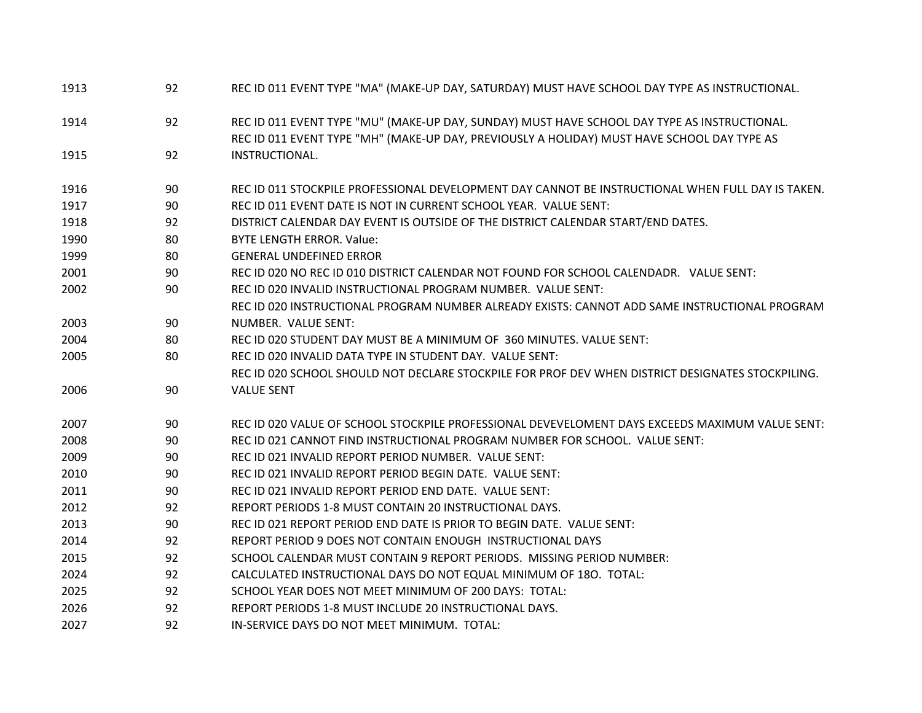| | | |
|---|---|---|
| 1913 | 92 | REC ID 011 EVENT TYPE "MA" (MAKE-UP DAY, SATURDAY) MUST HAVE SCHOOL DAY TYPE AS INSTRUCTIONAL. |
| 1914 | 92 | REC ID 011 EVENT TYPE "MU" (MAKE-UP DAY, SUNDAY) MUST HAVE SCHOOL DAY TYPE AS INSTRUCTIONAL. |
| 1915 | 92 | REC ID 011 EVENT TYPE "MH" (MAKE-UP DAY, PREVIOUSLY A HOLIDAY) MUST HAVE SCHOOL DAY TYPE AS INSTRUCTIONAL. |
| 1916 | 90 | REC ID 011 STOCKPILE PROFESSIONAL DEVELOPMENT DAY CANNOT BE INSTRUCTIONAL WHEN FULL DAY IS TAKEN. |
| 1917 | 90 | REC ID 011 EVENT DATE IS NOT IN CURRENT SCHOOL YEAR. VALUE SENT: |
| 1918 | 92 | DISTRICT CALENDAR DAY EVENT IS OUTSIDE OF THE DISTRICT CALENDAR START/END DATES. |
| 1990 | 80 | BYTE LENGTH ERROR. Value: |
| 1999 | 80 | GENERAL UNDEFINED ERROR |
| 2001 | 90 | REC ID 020 NO REC ID 010 DISTRICT CALENDAR NOT FOUND FOR SCHOOL CALENDADR. VALUE SENT: |
| 2002 | 90 | REC ID 020 INVALID INSTRUCTIONAL PROGRAM NUMBER. VALUE SENT: |
| 2003 | 90 | REC ID 020 INSTRUCTIONAL PROGRAM NUMBER ALREADY EXISTS: CANNOT ADD SAME INSTRUCTIONAL PROGRAM NUMBER. VALUE SENT: |
| 2004 | 80 | REC ID 020 STUDENT DAY MUST BE A MINIMUM OF 360 MINUTES. VALUE SENT: |
| 2005 | 80 | REC ID 020 INVALID DATA TYPE IN STUDENT DAY. VALUE SENT: |
| 2006 | 90 | REC ID 020 SCHOOL SHOULD NOT DECLARE STOCKPILE FOR PROF DEV WHEN DISTRICT DESIGNATES STOCKPILING. VALUE SENT |
| 2007 | 90 | REC ID 020 VALUE OF SCHOOL STOCKPILE PROFESSIONAL DEVEVELOMENT DAYS EXCEEDS MAXIMUM VALUE SENT: |
| 2008 | 90 | REC ID 021 CANNOT FIND INSTRUCTIONAL PROGRAM NUMBER FOR SCHOOL. VALUE SENT: |
| 2009 | 90 | REC ID 021 INVALID REPORT PERIOD NUMBER. VALUE SENT: |
| 2010 | 90 | REC ID 021 INVALID REPORT PERIOD BEGIN DATE. VALUE SENT: |
| 2011 | 90 | REC ID 021 INVALID REPORT PERIOD END DATE. VALUE SENT: |
| 2012 | 92 | REPORT PERIODS 1-8 MUST CONTAIN 20 INSTRUCTIONAL DAYS. |
| 2013 | 90 | REC ID 021 REPORT PERIOD END DATE IS PRIOR TO BEGIN DATE. VALUE SENT: |
| 2014 | 92 | REPORT PERIOD 9 DOES NOT CONTAIN ENOUGH INSTRUCTIONAL DAYS |
| 2015 | 92 | SCHOOL CALENDAR MUST CONTAIN 9 REPORT PERIODS. MISSING PERIOD NUMBER: |
| 2024 | 92 | CALCULATED INSTRUCTIONAL DAYS DO NOT EQUAL MINIMUM OF 18O. TOTAL: |
| 2025 | 92 | SCHOOL YEAR DOES NOT MEET MINIMUM OF 200 DAYS: TOTAL: |
| 2026 | 92 | REPORT PERIODS 1-8 MUST INCLUDE 20 INSTRUCTIONAL DAYS. |
| 2027 | 92 | IN-SERVICE DAYS DO NOT MEET MINIMUM. TOTAL: |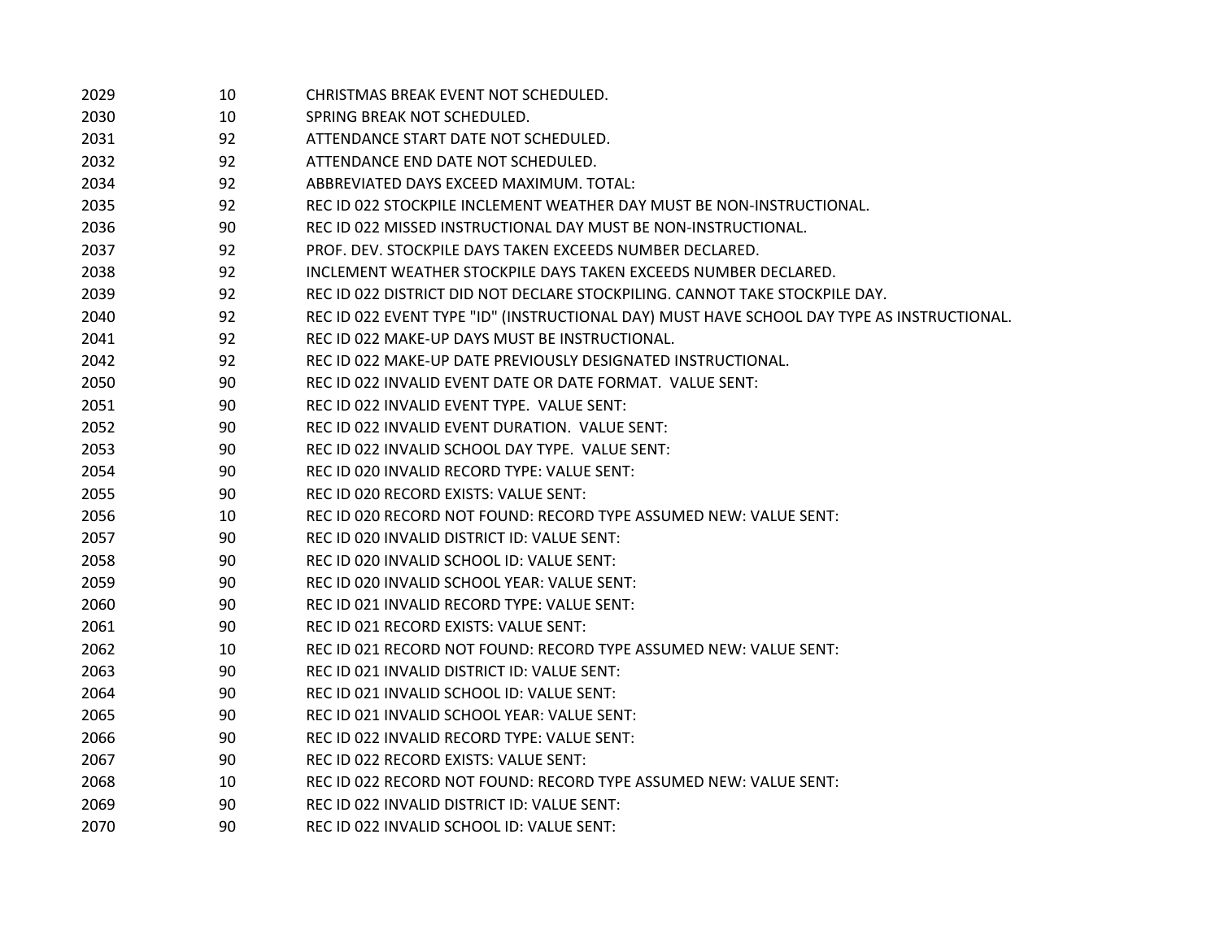| | | |
|---|---|---|
| 2029 | 10 | CHRISTMAS BREAK EVENT NOT SCHEDULED. |
| 2030 | 10 | SPRING BREAK NOT SCHEDULED. |
| 2031 | 92 | ATTENDANCE START DATE NOT SCHEDULED. |
| 2032 | 92 | ATTENDANCE END DATE NOT SCHEDULED. |
| 2034 | 92 | ABBREVIATED DAYS EXCEED MAXIMUM. TOTAL: |
| 2035 | 92 | REC ID 022 STOCKPILE INCLEMENT WEATHER DAY MUST BE NON-INSTRUCTIONAL. |
| 2036 | 90 | REC ID 022 MISSED INSTRUCTIONAL DAY MUST BE NON-INSTRUCTIONAL. |
| 2037 | 92 | PROF. DEV. STOCKPILE DAYS TAKEN EXCEEDS NUMBER DECLARED. |
| 2038 | 92 | INCLEMENT WEATHER STOCKPILE DAYS TAKEN EXCEEDS NUMBER DECLARED. |
| 2039 | 92 | REC ID 022 DISTRICT DID NOT DECLARE STOCKPILING. CANNOT TAKE STOCKPILE DAY. |
| 2040 | 92 | REC ID 022 EVENT TYPE "ID" (INSTRUCTIONAL DAY) MUST HAVE SCHOOL DAY TYPE AS INSTRUCTIONAL. |
| 2041 | 92 | REC ID 022 MAKE-UP DAYS MUST BE INSTRUCTIONAL. |
| 2042 | 92 | REC ID 022 MAKE-UP DATE PREVIOUSLY DESIGNATED INSTRUCTIONAL. |
| 2050 | 90 | REC ID 022 INVALID EVENT DATE OR DATE FORMAT. VALUE SENT: |
| 2051 | 90 | REC ID 022 INVALID EVENT TYPE. VALUE SENT: |
| 2052 | 90 | REC ID 022 INVALID EVENT DURATION. VALUE SENT: |
| 2053 | 90 | REC ID 022 INVALID SCHOOL DAY TYPE. VALUE SENT: |
| 2054 | 90 | REC ID 020 INVALID RECORD TYPE: VALUE SENT: |
| 2055 | 90 | REC ID 020 RECORD EXISTS: VALUE SENT: |
| 2056 | 10 | REC ID 020 RECORD NOT FOUND: RECORD TYPE ASSUMED NEW: VALUE SENT: |
| 2057 | 90 | REC ID 020 INVALID DISTRICT ID: VALUE SENT: |
| 2058 | 90 | REC ID 020 INVALID SCHOOL ID: VALUE SENT: |
| 2059 | 90 | REC ID 020 INVALID SCHOOL YEAR: VALUE SENT: |
| 2060 | 90 | REC ID 021 INVALID RECORD TYPE: VALUE SENT: |
| 2061 | 90 | REC ID 021 RECORD EXISTS: VALUE SENT: |
| 2062 | 10 | REC ID 021 RECORD NOT FOUND: RECORD TYPE ASSUMED NEW: VALUE SENT: |
| 2063 | 90 | REC ID 021 INVALID DISTRICT ID: VALUE SENT: |
| 2064 | 90 | REC ID 021 INVALID SCHOOL ID: VALUE SENT: |
| 2065 | 90 | REC ID 021 INVALID SCHOOL YEAR: VALUE SENT: |
| 2066 | 90 | REC ID 022 INVALID RECORD TYPE: VALUE SENT: |
| 2067 | 90 | REC ID 022 RECORD EXISTS: VALUE SENT: |
| 2068 | 10 | REC ID 022 RECORD NOT FOUND: RECORD TYPE ASSUMED NEW: VALUE SENT: |
| 2069 | 90 | REC ID 022 INVALID DISTRICT ID: VALUE SENT: |
| 2070 | 90 | REC ID 022 INVALID SCHOOL ID: VALUE SENT: |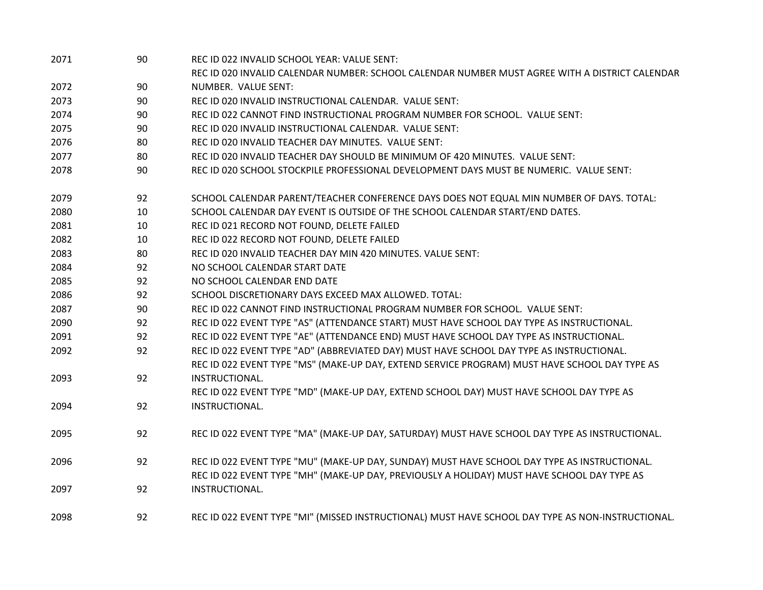| | | |
|---|---|---|
| 2071 | 90 | REC ID 022 INVALID SCHOOL YEAR: VALUE SENT: |
| 2072 | 90 | REC ID 020 INVALID CALENDAR NUMBER: SCHOOL CALENDAR NUMBER MUST AGREE WITH A DISTRICT CALENDAR NUMBER. VALUE SENT: |
| 2073 | 90 | REC ID 020 INVALID INSTRUCTIONAL CALENDAR. VALUE SENT: |
| 2074 | 90 | REC ID 022 CANNOT FIND INSTRUCTIONAL PROGRAM NUMBER FOR SCHOOL. VALUE SENT: |
| 2075 | 90 | REC ID 020 INVALID INSTRUCTIONAL CALENDAR. VALUE SENT: |
| 2076 | 80 | REC ID 020 INVALID TEACHER DAY MINUTES. VALUE SENT: |
| 2077 | 80 | REC ID 020 INVALID TEACHER DAY SHOULD BE MINIMUM OF 420 MINUTES. VALUE SENT: |
| 2078 | 90 | REC ID 020 SCHOOL STOCKPILE PROFESSIONAL DEVELOPMENT DAYS MUST BE NUMERIC. VALUE SENT: |
| 2079 | 92 | SCHOOL CALENDAR PARENT/TEACHER CONFERENCE DAYS DOES NOT EQUAL MIN NUMBER OF DAYS. TOTAL: |
| 2080 | 10 | SCHOOL CALENDAR DAY EVENT IS OUTSIDE OF THE SCHOOL CALENDAR START/END DATES. |
| 2081 | 10 | REC ID 021 RECORD NOT FOUND, DELETE FAILED |
| 2082 | 10 | REC ID 022 RECORD NOT FOUND, DELETE FAILED |
| 2083 | 80 | REC ID 020 INVALID TEACHER DAY MIN 420 MINUTES. VALUE SENT: |
| 2084 | 92 | NO SCHOOL CALENDAR START DATE |
| 2085 | 92 | NO SCHOOL CALENDAR END DATE |
| 2086 | 92 | SCHOOL DISCRETIONARY DAYS EXCEED MAX ALLOWED. TOTAL: |
| 2087 | 90 | REC ID 022 CANNOT FIND INSTRUCTIONAL PROGRAM NUMBER FOR SCHOOL. VALUE SENT: |
| 2090 | 92 | REC ID 022 EVENT TYPE "AS" (ATTENDANCE START) MUST HAVE SCHOOL DAY TYPE AS INSTRUCTIONAL. |
| 2091 | 92 | REC ID 022 EVENT TYPE "AE" (ATTENDANCE END) MUST HAVE SCHOOL DAY TYPE AS INSTRUCTIONAL. |
| 2092 | 92 | REC ID 022 EVENT TYPE "AD" (ABBREVIATED DAY) MUST HAVE SCHOOL DAY TYPE AS INSTRUCTIONAL. |
| 2093 | 92 | REC ID 022 EVENT TYPE "MS" (MAKE-UP DAY, EXTEND SERVICE PROGRAM) MUST HAVE SCHOOL DAY TYPE AS INSTRUCTIONAL. |
| 2094 | 92 | REC ID 022 EVENT TYPE "MD" (MAKE-UP DAY, EXTEND SCHOOL DAY) MUST HAVE SCHOOL DAY TYPE AS INSTRUCTIONAL. |
| 2095 | 92 | REC ID 022 EVENT TYPE "MA" (MAKE-UP DAY, SATURDAY) MUST HAVE SCHOOL DAY TYPE AS INSTRUCTIONAL. |
| 2096 | 92 | REC ID 022 EVENT TYPE "MU" (MAKE-UP DAY, SUNDAY) MUST HAVE SCHOOL DAY TYPE AS INSTRUCTIONAL. |
| 2097 | 92 | REC ID 022 EVENT TYPE "MH" (MAKE-UP DAY, PREVIOUSLY A HOLIDAY) MUST HAVE SCHOOL DAY TYPE AS INSTRUCTIONAL. |
| 2098 | 92 | REC ID 022 EVENT TYPE "MI" (MISSED INSTRUCTIONAL) MUST HAVE SCHOOL DAY TYPE AS NON-INSTRUCTIONAL. |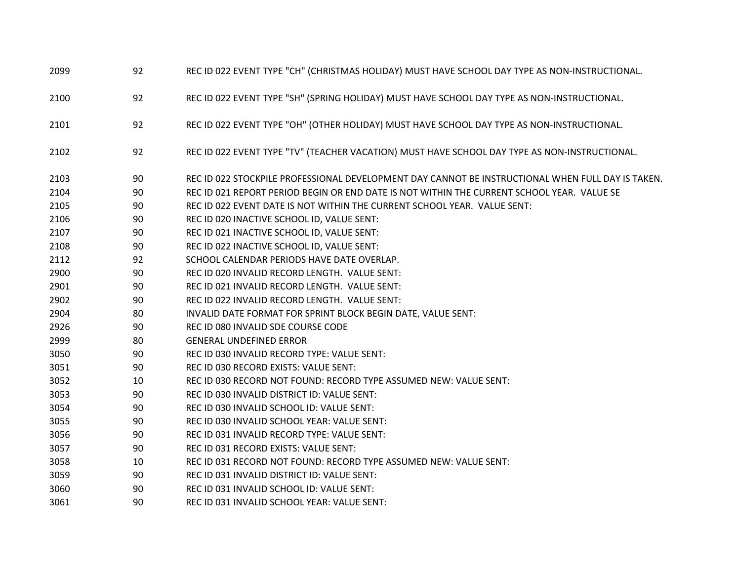| | | |
|---|---|---|
| 2099 | 92 | REC ID 022 EVENT TYPE "CH" (CHRISTMAS HOLIDAY) MUST HAVE SCHOOL DAY TYPE AS NON-INSTRUCTIONAL. |
| 2100 | 92 | REC ID 022 EVENT TYPE "SH" (SPRING HOLIDAY) MUST HAVE SCHOOL DAY TYPE AS NON-INSTRUCTIONAL. |
| 2101 | 92 | REC ID 022 EVENT TYPE "OH" (OTHER HOLIDAY) MUST HAVE SCHOOL DAY TYPE AS NON-INSTRUCTIONAL. |
| 2102 | 92 | REC ID 022 EVENT TYPE "TV" (TEACHER VACATION) MUST HAVE SCHOOL DAY TYPE AS NON-INSTRUCTIONAL. |
| 2103 | 90 | REC ID 022 STOCKPILE PROFESSIONAL DEVELOPMENT DAY CANNOT BE INSTRUCTIONAL WHEN FULL DAY IS TAKEN. |
| 2104 | 90 | REC ID 021 REPORT PERIOD BEGIN OR END DATE IS NOT WITHIN THE CURRENT SCHOOL YEAR. VALUE SE |
| 2105 | 90 | REC ID 022 EVENT DATE IS NOT WITHIN THE CURRENT SCHOOL YEAR. VALUE SENT: |
| 2106 | 90 | REC ID 020 INACTIVE SCHOOL ID, VALUE SENT: |
| 2107 | 90 | REC ID 021 INACTIVE SCHOOL ID, VALUE SENT: |
| 2108 | 90 | REC ID 022 INACTIVE SCHOOL ID, VALUE SENT: |
| 2112 | 92 | SCHOOL CALENDAR PERIODS HAVE DATE OVERLAP. |
| 2900 | 90 | REC ID 020 INVALID RECORD LENGTH. VALUE SENT: |
| 2901 | 90 | REC ID 021 INVALID RECORD LENGTH. VALUE SENT: |
| 2902 | 90 | REC ID 022 INVALID RECORD LENGTH. VALUE SENT: |
| 2904 | 80 | INVALID DATE FORMAT FOR SPRINT BLOCK BEGIN DATE, VALUE SENT: |
| 2926 | 90 | REC ID 080 INVALID SDE COURSE CODE |
| 2999 | 80 | GENERAL UNDEFINED ERROR |
| 3050 | 90 | REC ID 030 INVALID RECORD TYPE: VALUE SENT: |
| 3051 | 90 | REC ID 030 RECORD EXISTS: VALUE SENT: |
| 3052 | 10 | REC ID 030 RECORD NOT FOUND: RECORD TYPE ASSUMED NEW: VALUE SENT: |
| 3053 | 90 | REC ID 030 INVALID DISTRICT ID: VALUE SENT: |
| 3054 | 90 | REC ID 030 INVALID SCHOOL ID: VALUE SENT: |
| 3055 | 90 | REC ID 030 INVALID SCHOOL YEAR: VALUE SENT: |
| 3056 | 90 | REC ID 031 INVALID RECORD TYPE: VALUE SENT: |
| 3057 | 90 | REC ID 031 RECORD EXISTS: VALUE SENT: |
| 3058 | 10 | REC ID 031 RECORD NOT FOUND: RECORD TYPE ASSUMED NEW: VALUE SENT: |
| 3059 | 90 | REC ID 031 INVALID DISTRICT ID: VALUE SENT: |
| 3060 | 90 | REC ID 031 INVALID SCHOOL ID: VALUE SENT: |
| 3061 | 90 | REC ID 031 INVALID SCHOOL YEAR: VALUE SENT: |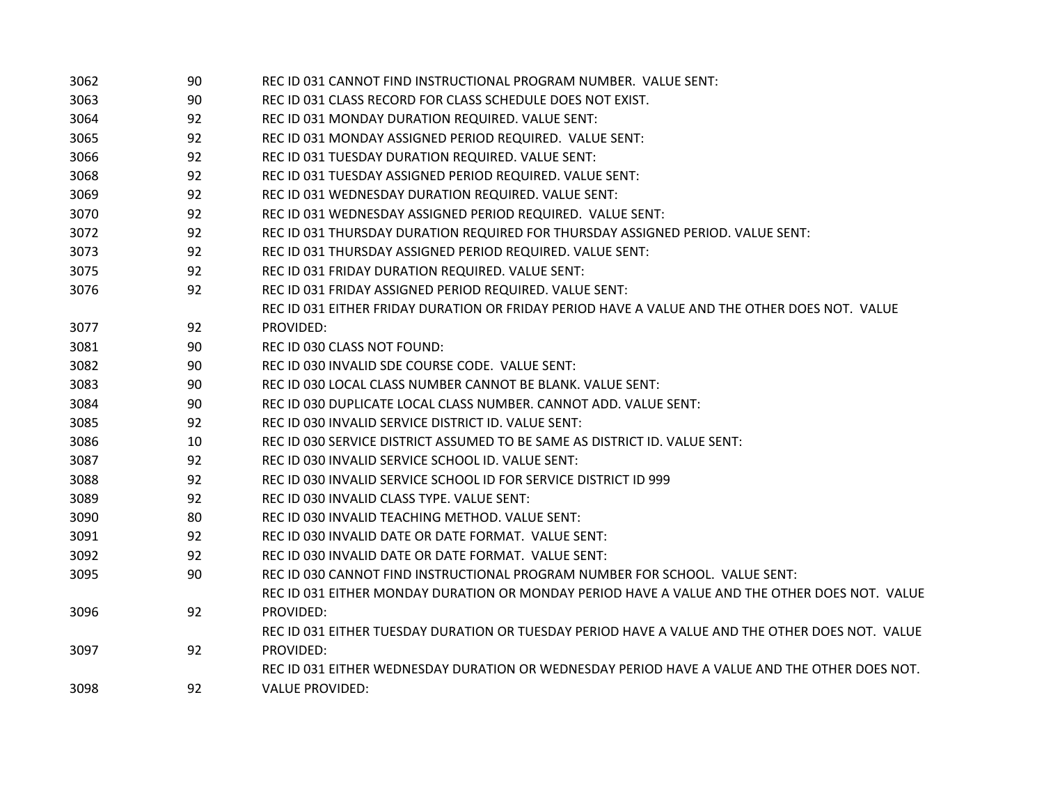| | | |
|---|---|---|
| 3062 | 90 | REC ID 031 CANNOT FIND INSTRUCTIONAL PROGRAM NUMBER.  VALUE SENT: |
| 3063 | 90 | REC ID 031 CLASS RECORD FOR CLASS SCHEDULE DOES NOT EXIST. |
| 3064 | 92 | REC ID 031 MONDAY DURATION REQUIRED. VALUE SENT: |
| 3065 | 92 | REC ID 031 MONDAY ASSIGNED PERIOD REQUIRED.  VALUE SENT: |
| 3066 | 92 | REC ID 031 TUESDAY DURATION REQUIRED. VALUE SENT: |
| 3068 | 92 | REC ID 031 TUESDAY ASSIGNED PERIOD REQUIRED. VALUE SENT: |
| 3069 | 92 | REC ID 031 WEDNESDAY DURATION REQUIRED. VALUE SENT: |
| 3070 | 92 | REC ID 031 WEDNESDAY ASSIGNED PERIOD REQUIRED.  VALUE SENT: |
| 3072 | 92 | REC ID 031 THURSDAY DURATION REQUIRED FOR THURSDAY ASSIGNED PERIOD. VALUE SENT: |
| 3073 | 92 | REC ID 031 THURSDAY ASSIGNED PERIOD REQUIRED. VALUE SENT: |
| 3075 | 92 | REC ID 031 FRIDAY DURATION REQUIRED. VALUE SENT: |
| 3076 | 92 | REC ID 031 FRIDAY ASSIGNED PERIOD REQUIRED. VALUE SENT: |
| 3077 | 92 | REC ID 031 EITHER FRIDAY DURATION OR FRIDAY PERIOD HAVE A VALUE AND THE OTHER DOES NOT.  VALUE PROVIDED: |
| 3081 | 90 | REC ID 030 CLASS NOT FOUND: |
| 3082 | 90 | REC ID 030 INVALID SDE COURSE CODE.  VALUE SENT: |
| 3083 | 90 | REC ID 030 LOCAL CLASS NUMBER CANNOT BE BLANK. VALUE SENT: |
| 3084 | 90 | REC ID 030 DUPLICATE LOCAL CLASS NUMBER. CANNOT ADD. VALUE SENT: |
| 3085 | 92 | REC ID 030 INVALID SERVICE DISTRICT ID. VALUE SENT: |
| 3086 | 10 | REC ID 030 SERVICE DISTRICT ASSUMED TO BE SAME AS DISTRICT ID. VALUE SENT: |
| 3087 | 92 | REC ID 030 INVALID SERVICE SCHOOL ID. VALUE SENT: |
| 3088 | 92 | REC ID 030 INVALID SERVICE SCHOOL ID FOR SERVICE DISTRICT ID 999 |
| 3089 | 92 | REC ID 030 INVALID CLASS TYPE. VALUE SENT: |
| 3090 | 80 | REC ID 030 INVALID TEACHING METHOD. VALUE SENT: |
| 3091 | 92 | REC ID 030 INVALID DATE OR DATE FORMAT.  VALUE SENT: |
| 3092 | 92 | REC ID 030 INVALID DATE OR DATE FORMAT.  VALUE SENT: |
| 3095 | 90 | REC ID 030 CANNOT FIND INSTRUCTIONAL PROGRAM NUMBER FOR SCHOOL.  VALUE SENT: |
| 3096 | 92 | REC ID 031 EITHER MONDAY DURATION OR MONDAY PERIOD HAVE A VALUE AND THE OTHER DOES NOT.  VALUE PROVIDED: |
| 3097 | 92 | REC ID 031 EITHER TUESDAY DURATION OR TUESDAY PERIOD HAVE A VALUE AND THE OTHER DOES NOT.  VALUE PROVIDED: |
| 3098 | 92 | REC ID 031 EITHER WEDNESDAY DURATION OR WEDNESDAY PERIOD HAVE A VALUE AND THE OTHER DOES NOT.  VALUE PROVIDED: |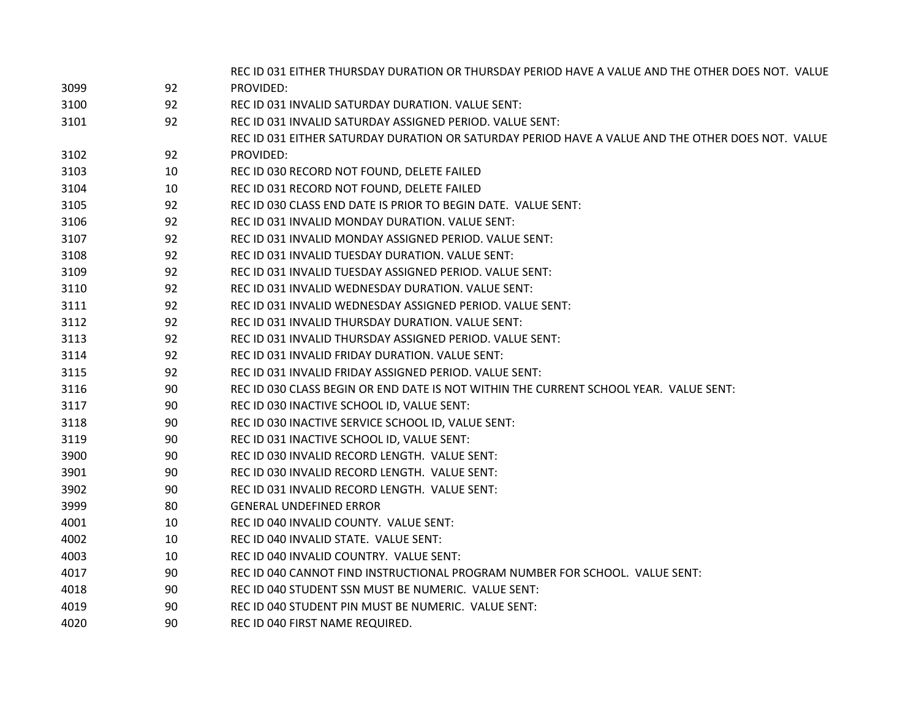| | | |
|---|---|---|
| 3099 | 92 | REC ID 031 EITHER THURSDAY DURATION OR THURSDAY PERIOD HAVE A VALUE AND THE OTHER DOES NOT. VALUE PROVIDED: |
| 3100 | 92 | REC ID 031 INVALID SATURDAY DURATION. VALUE SENT: |
| 3101 | 92 | REC ID 031 INVALID SATURDAY ASSIGNED PERIOD. VALUE SENT: |
| 3102 | 92 | REC ID 031 EITHER SATURDAY DURATION OR SATURDAY PERIOD HAVE A VALUE AND THE OTHER DOES NOT. VALUE PROVIDED: |
| 3103 | 10 | REC ID 030 RECORD NOT FOUND, DELETE FAILED |
| 3104 | 10 | REC ID 031 RECORD NOT FOUND, DELETE FAILED |
| 3105 | 92 | REC ID 030 CLASS END DATE IS PRIOR TO BEGIN DATE. VALUE SENT: |
| 3106 | 92 | REC ID 031 INVALID MONDAY DURATION. VALUE SENT: |
| 3107 | 92 | REC ID 031 INVALID MONDAY ASSIGNED PERIOD. VALUE SENT: |
| 3108 | 92 | REC ID 031 INVALID TUESDAY DURATION. VALUE SENT: |
| 3109 | 92 | REC ID 031 INVALID TUESDAY ASSIGNED PERIOD. VALUE SENT: |
| 3110 | 92 | REC ID 031 INVALID WEDNESDAY DURATION. VALUE SENT: |
| 3111 | 92 | REC ID 031 INVALID WEDNESDAY ASSIGNED PERIOD. VALUE SENT: |
| 3112 | 92 | REC ID 031 INVALID THURSDAY DURATION. VALUE SENT: |
| 3113 | 92 | REC ID 031 INVALID THURSDAY ASSIGNED PERIOD. VALUE SENT: |
| 3114 | 92 | REC ID 031 INVALID FRIDAY DURATION. VALUE SENT: |
| 3115 | 92 | REC ID 031 INVALID FRIDAY ASSIGNED PERIOD. VALUE SENT: |
| 3116 | 90 | REC ID 030 CLASS BEGIN OR END DATE IS NOT WITHIN THE CURRENT SCHOOL YEAR. VALUE SENT: |
| 3117 | 90 | REC ID 030 INACTIVE SCHOOL ID, VALUE SENT: |
| 3118 | 90 | REC ID 030 INACTIVE SERVICE SCHOOL ID, VALUE SENT: |
| 3119 | 90 | REC ID 031 INACTIVE SCHOOL ID, VALUE SENT: |
| 3900 | 90 | REC ID 030 INVALID RECORD LENGTH. VALUE SENT: |
| 3901 | 90 | REC ID 030 INVALID RECORD LENGTH. VALUE SENT: |
| 3902 | 90 | REC ID 031 INVALID RECORD LENGTH. VALUE SENT: |
| 3999 | 80 | GENERAL UNDEFINED ERROR |
| 4001 | 10 | REC ID 040 INVALID COUNTY. VALUE SENT: |
| 4002 | 10 | REC ID 040 INVALID STATE. VALUE SENT: |
| 4003 | 10 | REC ID 040 INVALID COUNTRY. VALUE SENT: |
| 4017 | 90 | REC ID 040 CANNOT FIND INSTRUCTIONAL PROGRAM NUMBER FOR SCHOOL. VALUE SENT: |
| 4018 | 90 | REC ID 040 STUDENT SSN MUST BE NUMERIC. VALUE SENT: |
| 4019 | 90 | REC ID 040 STUDENT PIN MUST BE NUMERIC. VALUE SENT: |
| 4020 | 90 | REC ID 040 FIRST NAME REQUIRED. |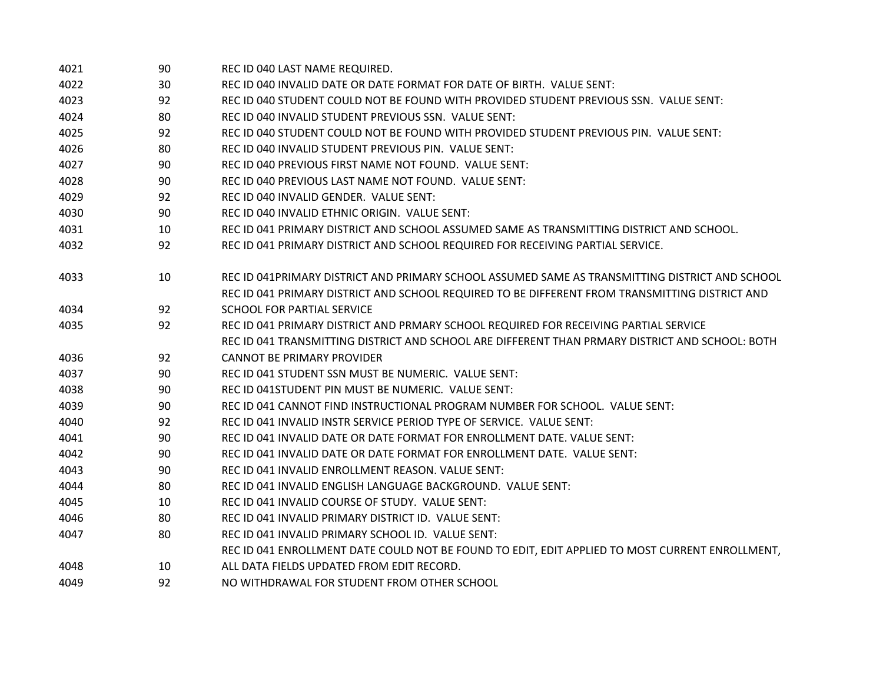| | | |
|---|---|---|
| 4021 | 90 | REC ID 040 LAST NAME REQUIRED. |
| 4022 | 30 | REC ID 040 INVALID DATE OR DATE FORMAT FOR DATE OF BIRTH. VALUE SENT: |
| 4023 | 92 | REC ID 040 STUDENT COULD NOT BE FOUND WITH PROVIDED STUDENT PREVIOUS SSN. VALUE SENT: |
| 4024 | 80 | REC ID 040 INVALID STUDENT PREVIOUS SSN. VALUE SENT: |
| 4025 | 92 | REC ID 040 STUDENT COULD NOT BE FOUND WITH PROVIDED STUDENT PREVIOUS PIN. VALUE SENT: |
| 4026 | 80 | REC ID 040 INVALID STUDENT PREVIOUS PIN. VALUE SENT: |
| 4027 | 90 | REC ID 040 PREVIOUS FIRST NAME NOT FOUND. VALUE SENT: |
| 4028 | 90 | REC ID 040 PREVIOUS LAST NAME NOT FOUND. VALUE SENT: |
| 4029 | 92 | REC ID 040 INVALID GENDER. VALUE SENT: |
| 4030 | 90 | REC ID 040 INVALID ETHNIC ORIGIN. VALUE SENT: |
| 4031 | 10 | REC ID 041 PRIMARY DISTRICT AND SCHOOL ASSUMED SAME AS TRANSMITTING DISTRICT AND SCHOOL. |
| 4032 | 92 | REC ID 041 PRIMARY DISTRICT AND SCHOOL REQUIRED FOR RECEIVING PARTIAL SERVICE. |
| 4033 | 10 | REC ID 041PRIMARY DISTRICT AND PRIMARY SCHOOL ASSUMED SAME AS TRANSMITTING DISTRICT AND SCHOOL |
| 4034 | 92 | REC ID 041 PRIMARY DISTRICT AND SCHOOL REQUIRED TO BE DIFFERENT FROM TRANSMITTING DISTRICT AND SCHOOL FOR PARTIAL SERVICE |
| 4035 | 92 | REC ID 041 PRIMARY DISTRICT AND PRMARY SCHOOL REQUIRED FOR RECEIVING PARTIAL SERVICE |
| 4036 | 92 | REC ID 041 TRANSMITTING DISTRICT AND SCHOOL ARE DIFFERENT THAN PRMARY DISTRICT AND SCHOOL: BOTH CANNOT BE PRIMARY PROVIDER |
| 4037 | 90 | REC ID 041 STUDENT SSN MUST BE NUMERIC. VALUE SENT: |
| 4038 | 90 | REC ID 041STUDENT PIN MUST BE NUMERIC. VALUE SENT: |
| 4039 | 90 | REC ID 041 CANNOT FIND INSTRUCTIONAL PROGRAM NUMBER FOR SCHOOL. VALUE SENT: |
| 4040 | 92 | REC ID 041 INVALID INSTR SERVICE PERIOD TYPE OF SERVICE. VALUE SENT: |
| 4041 | 90 | REC ID 041 INVALID DATE OR DATE FORMAT FOR ENROLLMENT DATE. VALUE SENT: |
| 4042 | 90 | REC ID 041 INVALID DATE OR DATE FORMAT FOR ENROLLMENT DATE. VALUE SENT: |
| 4043 | 90 | REC ID 041 INVALID ENROLLMENT REASON. VALUE SENT: |
| 4044 | 80 | REC ID 041 INVALID ENGLISH LANGUAGE BACKGROUND. VALUE SENT: |
| 4045 | 10 | REC ID 041 INVALID COURSE OF STUDY. VALUE SENT: |
| 4046 | 80 | REC ID 041 INVALID PRIMARY DISTRICT ID. VALUE SENT: |
| 4047 | 80 | REC ID 041 INVALID PRIMARY SCHOOL ID. VALUE SENT: |
| 4048 | 10 | REC ID 041 ENROLLMENT DATE COULD NOT BE FOUND TO EDIT, EDIT APPLIED TO MOST CURRENT ENROLLMENT, ALL DATA FIELDS UPDATED FROM EDIT RECORD. |
| 4049 | 92 | NO WITHDRAWAL FOR STUDENT FROM OTHER SCHOOL |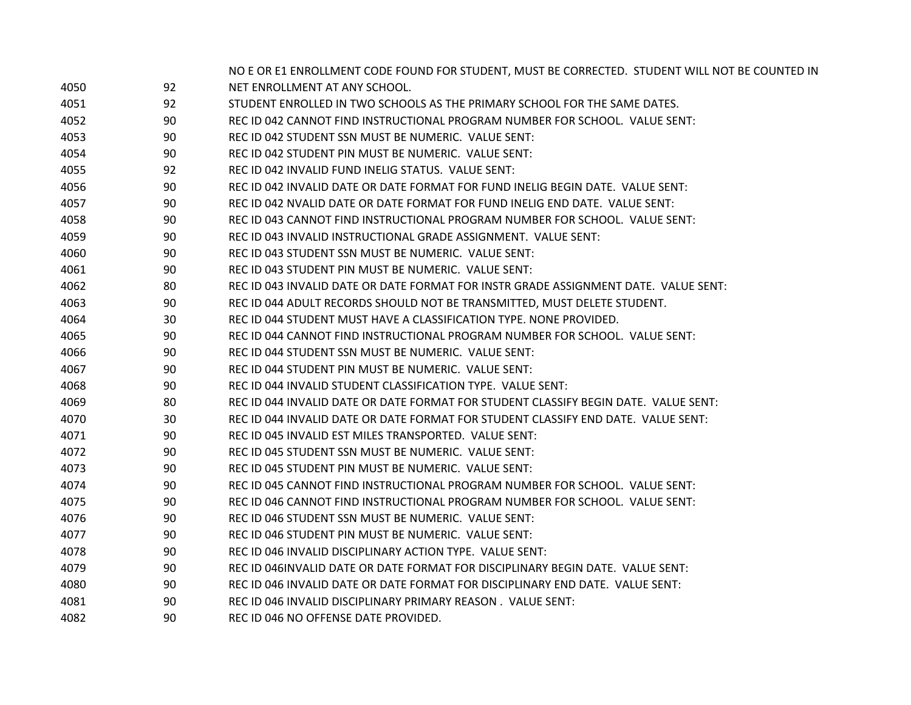| | | |
|---|---|---|
| 4050 | 92 | NO E OR E1 ENROLLMENT CODE FOUND FOR STUDENT, MUST BE CORRECTED. STUDENT WILL NOT BE COUNTED IN NET ENROLLMENT AT ANY SCHOOL. |
| 4051 | 92 | STUDENT ENROLLED IN TWO SCHOOLS AS THE PRIMARY SCHOOL FOR THE SAME DATES. |
| 4052 | 90 | REC ID 042 CANNOT FIND INSTRUCTIONAL PROGRAM NUMBER FOR SCHOOL. VALUE SENT: |
| 4053 | 90 | REC ID 042 STUDENT SSN MUST BE NUMERIC. VALUE SENT: |
| 4054 | 90 | REC ID 042 STUDENT PIN MUST BE NUMERIC. VALUE SENT: |
| 4055 | 92 | REC ID 042 INVALID FUND INELIG STATUS. VALUE SENT: |
| 4056 | 90 | REC ID 042 INVALID DATE OR DATE FORMAT FOR FUND INELIG BEGIN DATE. VALUE SENT: |
| 4057 | 90 | REC ID 042 NVALID DATE OR DATE FORMAT FOR FUND INELIG END DATE. VALUE SENT: |
| 4058 | 90 | REC ID 043 CANNOT FIND INSTRUCTIONAL PROGRAM NUMBER FOR SCHOOL. VALUE SENT: |
| 4059 | 90 | REC ID 043 INVALID INSTRUCTIONAL GRADE ASSIGNMENT. VALUE SENT: |
| 4060 | 90 | REC ID 043 STUDENT SSN MUST BE NUMERIC. VALUE SENT: |
| 4061 | 90 | REC ID 043 STUDENT PIN MUST BE NUMERIC. VALUE SENT: |
| 4062 | 80 | REC ID 043 INVALID DATE OR DATE FORMAT FOR INSTR GRADE ASSIGNMENT DATE. VALUE SENT: |
| 4063 | 90 | REC ID 044 ADULT RECORDS SHOULD NOT BE TRANSMITTED, MUST DELETE STUDENT. |
| 4064 | 30 | REC ID 044 STUDENT MUST HAVE A CLASSIFICATION TYPE. NONE PROVIDED. |
| 4065 | 90 | REC ID 044 CANNOT FIND INSTRUCTIONAL PROGRAM NUMBER FOR SCHOOL. VALUE SENT: |
| 4066 | 90 | REC ID 044 STUDENT SSN MUST BE NUMERIC. VALUE SENT: |
| 4067 | 90 | REC ID 044 STUDENT PIN MUST BE NUMERIC. VALUE SENT: |
| 4068 | 90 | REC ID 044 INVALID STUDENT CLASSIFICATION TYPE. VALUE SENT: |
| 4069 | 80 | REC ID 044 INVALID DATE OR DATE FORMAT FOR STUDENT CLASSIFY BEGIN DATE. VALUE SENT: |
| 4070 | 30 | REC ID 044 INVALID DATE OR DATE FORMAT FOR STUDENT CLASSIFY END DATE. VALUE SENT: |
| 4071 | 90 | REC ID 045 INVALID EST MILES TRANSPORTED. VALUE SENT: |
| 4072 | 90 | REC ID 045 STUDENT SSN MUST BE NUMERIC. VALUE SENT: |
| 4073 | 90 | REC ID 045 STUDENT PIN MUST BE NUMERIC. VALUE SENT: |
| 4074 | 90 | REC ID 045 CANNOT FIND INSTRUCTIONAL PROGRAM NUMBER FOR SCHOOL. VALUE SENT: |
| 4075 | 90 | REC ID 046 CANNOT FIND INSTRUCTIONAL PROGRAM NUMBER FOR SCHOOL. VALUE SENT: |
| 4076 | 90 | REC ID 046 STUDENT SSN MUST BE NUMERIC. VALUE SENT: |
| 4077 | 90 | REC ID 046 STUDENT PIN MUST BE NUMERIC. VALUE SENT: |
| 4078 | 90 | REC ID 046 INVALID DISCIPLINARY ACTION TYPE. VALUE SENT: |
| 4079 | 90 | REC ID 046INVALID DATE OR DATE FORMAT FOR DISCIPLINARY BEGIN DATE. VALUE SENT: |
| 4080 | 90 | REC ID 046 INVALID DATE OR DATE FORMAT FOR DISCIPLINARY END DATE. VALUE SENT: |
| 4081 | 90 | REC ID 046 INVALID DISCIPLINARY PRIMARY REASON . VALUE SENT: |
| 4082 | 90 | REC ID 046 NO OFFENSE DATE PROVIDED. |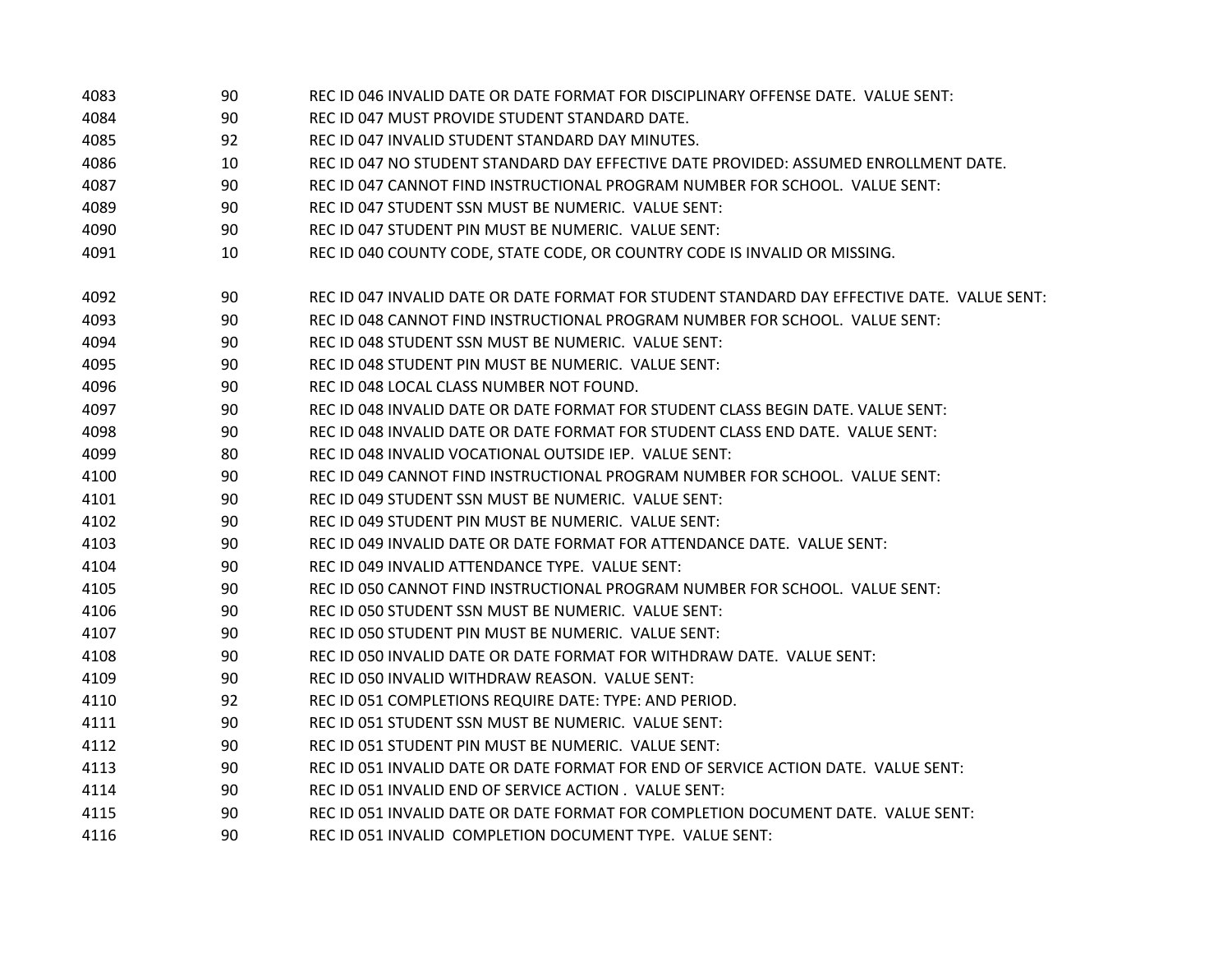| | | |
|---|---|---|
| 4083 | 90 | REC ID 046 INVALID DATE OR DATE FORMAT FOR DISCIPLINARY OFFENSE DATE.  VALUE SENT: |
| 4084 | 90 | REC ID 047 MUST PROVIDE STUDENT STANDARD DATE. |
| 4085 | 92 | REC ID 047 INVALID STUDENT STANDARD DAY MINUTES. |
| 4086 | 10 | REC ID 047 NO STUDENT STANDARD DAY EFFECTIVE DATE PROVIDED: ASSUMED ENROLLMENT DATE. |
| 4087 | 90 | REC ID 047 CANNOT FIND INSTRUCTIONAL PROGRAM NUMBER FOR SCHOOL.  VALUE SENT: |
| 4089 | 90 | REC ID 047 STUDENT SSN MUST BE NUMERIC.  VALUE SENT: |
| 4090 | 90 | REC ID 047 STUDENT PIN MUST BE NUMERIC.  VALUE SENT: |
| 4091 | 10 | REC ID 040 COUNTY CODE, STATE CODE, OR COUNTRY CODE IS INVALID OR MISSING. |
| 4092 | 90 | REC ID 047 INVALID DATE OR DATE FORMAT FOR STUDENT STANDARD DAY EFFECTIVE DATE.  VALUE SENT: |
| 4093 | 90 | REC ID 048 CANNOT FIND INSTRUCTIONAL PROGRAM NUMBER FOR SCHOOL.  VALUE SENT: |
| 4094 | 90 | REC ID 048 STUDENT SSN MUST BE NUMERIC.  VALUE SENT: |
| 4095 | 90 | REC ID 048 STUDENT PIN MUST BE NUMERIC.  VALUE SENT: |
| 4096 | 90 | REC ID 048 LOCAL CLASS NUMBER NOT FOUND. |
| 4097 | 90 | REC ID 048 INVALID DATE OR DATE FORMAT FOR STUDENT CLASS BEGIN DATE. VALUE SENT: |
| 4098 | 90 | REC ID 048 INVALID DATE OR DATE FORMAT FOR STUDENT CLASS END DATE.  VALUE SENT: |
| 4099 | 80 | REC ID 048 INVALID VOCATIONAL OUTSIDE IEP.  VALUE SENT: |
| 4100 | 90 | REC ID 049 CANNOT FIND INSTRUCTIONAL PROGRAM NUMBER FOR SCHOOL.  VALUE SENT: |
| 4101 | 90 | REC ID 049 STUDENT SSN MUST BE NUMERIC.  VALUE SENT: |
| 4102 | 90 | REC ID 049 STUDENT PIN MUST BE NUMERIC.  VALUE SENT: |
| 4103 | 90 | REC ID 049 INVALID DATE OR DATE FORMAT FOR ATTENDANCE DATE.  VALUE SENT: |
| 4104 | 90 | REC ID 049 INVALID ATTENDANCE TYPE.  VALUE SENT: |
| 4105 | 90 | REC ID 050 CANNOT FIND INSTRUCTIONAL PROGRAM NUMBER FOR SCHOOL.  VALUE SENT: |
| 4106 | 90 | REC ID 050 STUDENT SSN MUST BE NUMERIC.  VALUE SENT: |
| 4107 | 90 | REC ID 050 STUDENT PIN MUST BE NUMERIC.  VALUE SENT: |
| 4108 | 90 | REC ID 050 INVALID DATE OR DATE FORMAT FOR WITHDRAW DATE.  VALUE SENT: |
| 4109 | 90 | REC ID 050 INVALID WITHDRAW REASON.  VALUE SENT: |
| 4110 | 92 | REC ID 051 COMPLETIONS REQUIRE DATE: TYPE: AND PERIOD. |
| 4111 | 90 | REC ID 051 STUDENT SSN MUST BE NUMERIC.  VALUE SENT: |
| 4112 | 90 | REC ID 051 STUDENT PIN MUST BE NUMERIC.  VALUE SENT: |
| 4113 | 90 | REC ID 051 INVALID DATE OR DATE FORMAT FOR END OF SERVICE ACTION DATE.  VALUE SENT: |
| 4114 | 90 | REC ID 051 INVALID END OF SERVICE ACTION .  VALUE SENT: |
| 4115 | 90 | REC ID 051 INVALID DATE OR DATE FORMAT FOR COMPLETION DOCUMENT DATE.  VALUE SENT: |
| 4116 | 90 | REC ID 051 INVALID  COMPLETION DOCUMENT TYPE.  VALUE SENT: |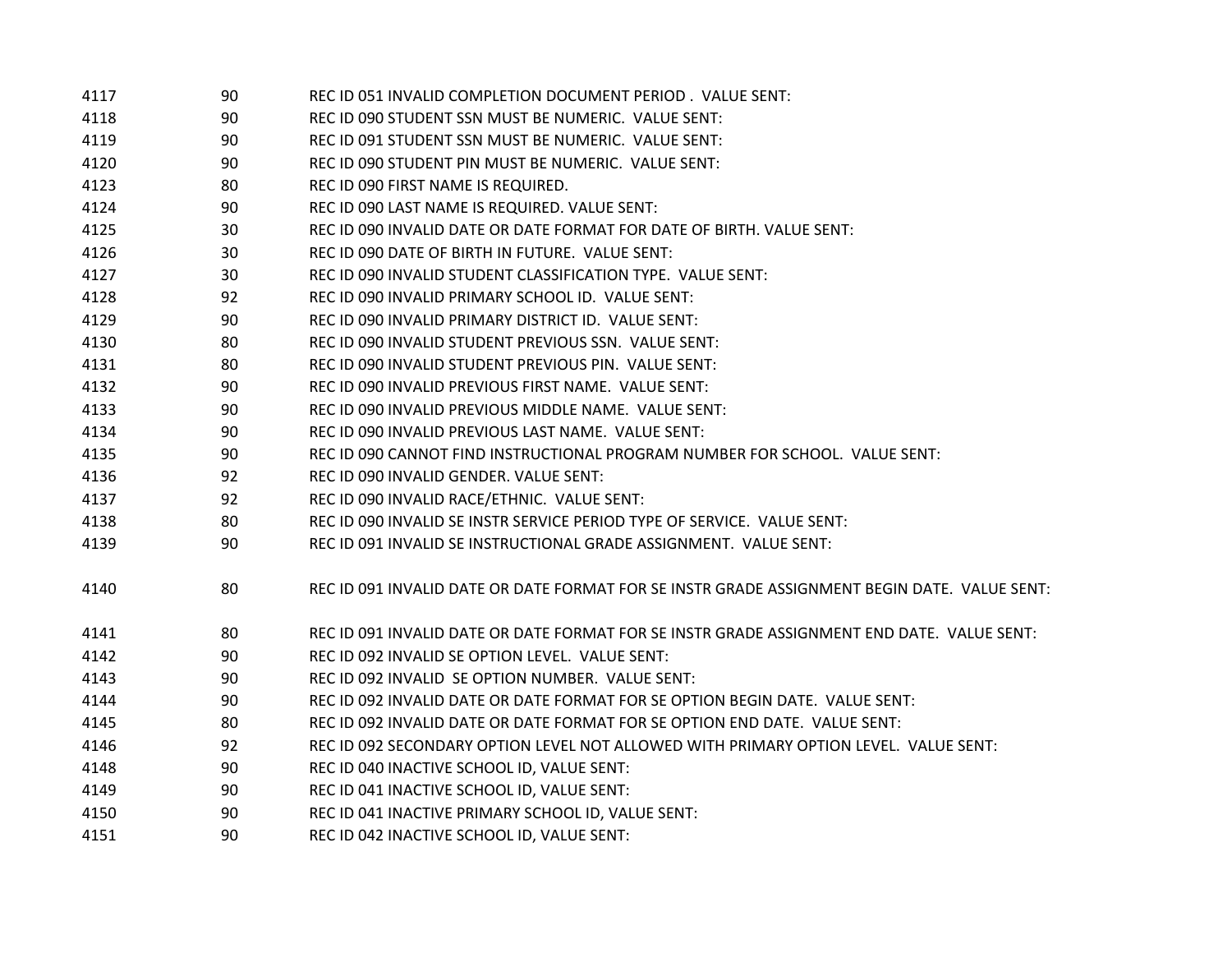| | | |
|---|---|---|
| 4117 | 90 | REC ID 051 INVALID COMPLETION DOCUMENT PERIOD . VALUE SENT: |
| 4118 | 90 | REC ID 090 STUDENT SSN MUST BE NUMERIC. VALUE SENT: |
| 4119 | 90 | REC ID 091 STUDENT SSN MUST BE NUMERIC. VALUE SENT: |
| 4120 | 90 | REC ID 090 STUDENT PIN MUST BE NUMERIC. VALUE SENT: |
| 4123 | 80 | REC ID 090 FIRST NAME IS REQUIRED. |
| 4124 | 90 | REC ID 090 LAST NAME IS REQUIRED. VALUE SENT: |
| 4125 | 30 | REC ID 090 INVALID DATE OR DATE FORMAT FOR DATE OF BIRTH. VALUE SENT: |
| 4126 | 30 | REC ID 090 DATE OF BIRTH IN FUTURE. VALUE SENT: |
| 4127 | 30 | REC ID 090 INVALID STUDENT CLASSIFICATION TYPE. VALUE SENT: |
| 4128 | 92 | REC ID 090 INVALID PRIMARY SCHOOL ID. VALUE SENT: |
| 4129 | 90 | REC ID 090 INVALID PRIMARY DISTRICT ID. VALUE SENT: |
| 4130 | 80 | REC ID 090 INVALID STUDENT PREVIOUS SSN. VALUE SENT: |
| 4131 | 80 | REC ID 090 INVALID STUDENT PREVIOUS PIN. VALUE SENT: |
| 4132 | 90 | REC ID 090 INVALID PREVIOUS FIRST NAME. VALUE SENT: |
| 4133 | 90 | REC ID 090 INVALID PREVIOUS MIDDLE NAME. VALUE SENT: |
| 4134 | 90 | REC ID 090 INVALID PREVIOUS LAST NAME. VALUE SENT: |
| 4135 | 90 | REC ID 090 CANNOT FIND INSTRUCTIONAL PROGRAM NUMBER FOR SCHOOL. VALUE SENT: |
| 4136 | 92 | REC ID 090 INVALID GENDER. VALUE SENT: |
| 4137 | 92 | REC ID 090 INVALID RACE/ETHNIC. VALUE SENT: |
| 4138 | 80 | REC ID 090 INVALID SE INSTR SERVICE PERIOD TYPE OF SERVICE. VALUE SENT: |
| 4139 | 90 | REC ID 091 INVALID SE INSTRUCTIONAL GRADE ASSIGNMENT. VALUE SENT: |
| 4140 | 80 | REC ID 091 INVALID DATE OR DATE FORMAT FOR SE INSTR GRADE ASSIGNMENT BEGIN DATE. VALUE SENT: |
| 4141 | 80 | REC ID 091 INVALID DATE OR DATE FORMAT FOR SE INSTR GRADE ASSIGNMENT END DATE. VALUE SENT: |
| 4142 | 90 | REC ID 092 INVALID SE OPTION LEVEL. VALUE SENT: |
| 4143 | 90 | REC ID 092 INVALID SE OPTION NUMBER. VALUE SENT: |
| 4144 | 90 | REC ID 092 INVALID DATE OR DATE FORMAT FOR SE OPTION BEGIN DATE. VALUE SENT: |
| 4145 | 80 | REC ID 092 INVALID DATE OR DATE FORMAT FOR SE OPTION END DATE. VALUE SENT: |
| 4146 | 92 | REC ID 092 SECONDARY OPTION LEVEL NOT ALLOWED WITH PRIMARY OPTION LEVEL. VALUE SENT: |
| 4148 | 90 | REC ID 040 INACTIVE SCHOOL ID, VALUE SENT: |
| 4149 | 90 | REC ID 041 INACTIVE SCHOOL ID, VALUE SENT: |
| 4150 | 90 | REC ID 041 INACTIVE PRIMARY SCHOOL ID, VALUE SENT: |
| 4151 | 90 | REC ID 042 INACTIVE SCHOOL ID, VALUE SENT: |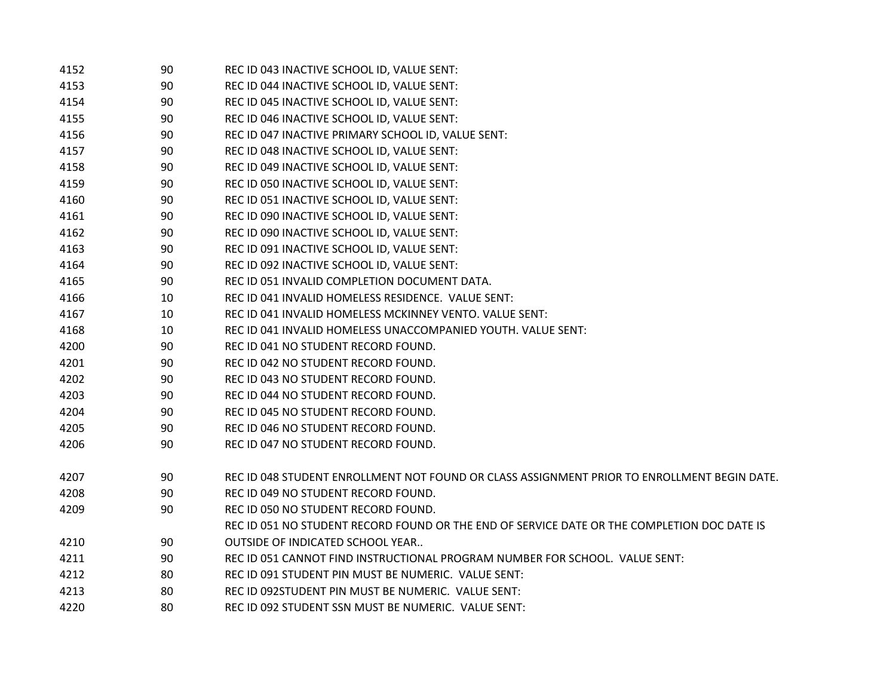| | | |
|---|---|---|
| 4152 | 90 | REC ID 043 INACTIVE SCHOOL ID, VALUE SENT: |
| 4153 | 90 | REC ID 044 INACTIVE SCHOOL ID, VALUE SENT: |
| 4154 | 90 | REC ID 045 INACTIVE SCHOOL ID, VALUE SENT: |
| 4155 | 90 | REC ID 046 INACTIVE SCHOOL ID, VALUE SENT: |
| 4156 | 90 | REC ID 047 INACTIVE PRIMARY SCHOOL ID, VALUE SENT: |
| 4157 | 90 | REC ID 048 INACTIVE SCHOOL ID, VALUE SENT: |
| 4158 | 90 | REC ID 049 INACTIVE SCHOOL ID, VALUE SENT: |
| 4159 | 90 | REC ID 050 INACTIVE SCHOOL ID, VALUE SENT: |
| 4160 | 90 | REC ID 051 INACTIVE SCHOOL ID, VALUE SENT: |
| 4161 | 90 | REC ID 090 INACTIVE SCHOOL ID, VALUE SENT: |
| 4162 | 90 | REC ID 090 INACTIVE SCHOOL ID, VALUE SENT: |
| 4163 | 90 | REC ID 091 INACTIVE SCHOOL ID, VALUE SENT: |
| 4164 | 90 | REC ID 092 INACTIVE SCHOOL ID, VALUE SENT: |
| 4165 | 90 | REC ID 051 INVALID COMPLETION DOCUMENT DATA. |
| 4166 | 10 | REC ID 041 INVALID HOMELESS RESIDENCE. VALUE SENT: |
| 4167 | 10 | REC ID 041 INVALID HOMELESS MCKINNEY VENTO. VALUE SENT: |
| 4168 | 10 | REC ID 041 INVALID HOMELESS UNACCOMPANIED YOUTH. VALUE SENT: |
| 4200 | 90 | REC ID 041 NO STUDENT RECORD FOUND. |
| 4201 | 90 | REC ID 042 NO STUDENT RECORD FOUND. |
| 4202 | 90 | REC ID 043 NO STUDENT RECORD FOUND. |
| 4203 | 90 | REC ID 044 NO STUDENT RECORD FOUND. |
| 4204 | 90 | REC ID 045 NO STUDENT RECORD FOUND. |
| 4205 | 90 | REC ID 046 NO STUDENT RECORD FOUND. |
| 4206 | 90 | REC ID 047 NO STUDENT RECORD FOUND. |
| 4207 | 90 | REC ID 048 STUDENT ENROLLMENT NOT FOUND OR CLASS ASSIGNMENT PRIOR TO ENROLLMENT BEGIN DATE. |
| 4208 | 90 | REC ID 049 NO STUDENT RECORD FOUND. |
| 4209 | 90 | REC ID 050 NO STUDENT RECORD FOUND. |
| 4210 | 90 | REC ID 051 NO STUDENT RECORD FOUND OR THE END OF SERVICE DATE OR THE COMPLETION DOC DATE IS OUTSIDE OF INDICATED SCHOOL YEAR.. |
| 4211 | 90 | REC ID 051 CANNOT FIND INSTRUCTIONAL PROGRAM NUMBER FOR SCHOOL. VALUE SENT: |
| 4212 | 80 | REC ID 091 STUDENT PIN MUST BE NUMERIC. VALUE SENT: |
| 4213 | 80 | REC ID 092STUDENT PIN MUST BE NUMERIC. VALUE SENT: |
| 4220 | 80 | REC ID 092 STUDENT SSN MUST BE NUMERIC. VALUE SENT: |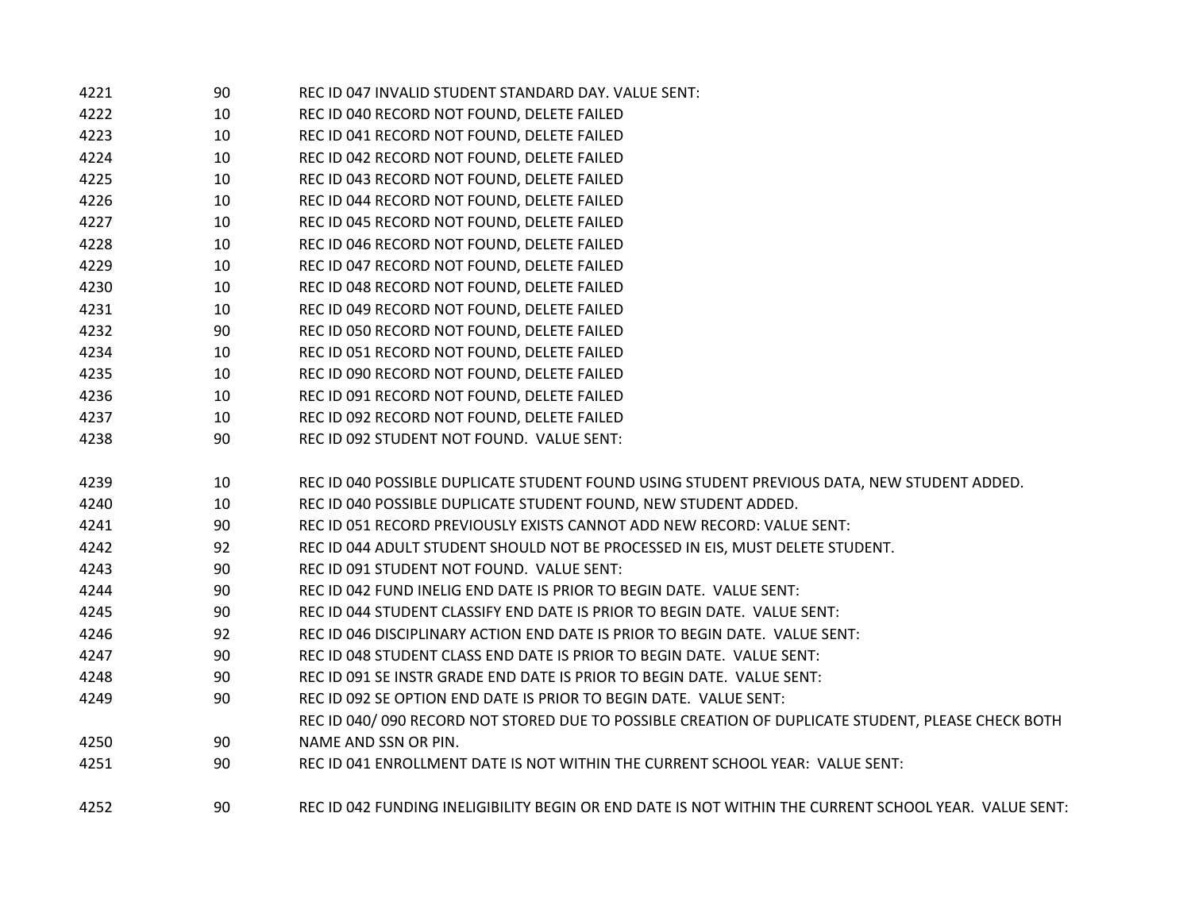| | | |
|---|---|---|
| 4221 | 90 | REC ID 047 INVALID STUDENT STANDARD DAY. VALUE SENT: |
| 4222 | 10 | REC ID 040 RECORD NOT FOUND, DELETE FAILED |
| 4223 | 10 | REC ID 041 RECORD NOT FOUND, DELETE FAILED |
| 4224 | 10 | REC ID 042 RECORD NOT FOUND, DELETE FAILED |
| 4225 | 10 | REC ID 043 RECORD NOT FOUND, DELETE FAILED |
| 4226 | 10 | REC ID 044 RECORD NOT FOUND, DELETE FAILED |
| 4227 | 10 | REC ID 045 RECORD NOT FOUND, DELETE FAILED |
| 4228 | 10 | REC ID 046 RECORD NOT FOUND, DELETE FAILED |
| 4229 | 10 | REC ID 047 RECORD NOT FOUND, DELETE FAILED |
| 4230 | 10 | REC ID 048 RECORD NOT FOUND, DELETE FAILED |
| 4231 | 10 | REC ID 049 RECORD NOT FOUND, DELETE FAILED |
| 4232 | 90 | REC ID 050 RECORD NOT FOUND, DELETE FAILED |
| 4234 | 10 | REC ID 051 RECORD NOT FOUND, DELETE FAILED |
| 4235 | 10 | REC ID 090 RECORD NOT FOUND, DELETE FAILED |
| 4236 | 10 | REC ID 091 RECORD NOT FOUND, DELETE FAILED |
| 4237 | 10 | REC ID 092 RECORD NOT FOUND, DELETE FAILED |
| 4238 | 90 | REC ID 092 STUDENT NOT FOUND. VALUE SENT: |
| 4239 | 10 | REC ID 040 POSSIBLE DUPLICATE STUDENT FOUND USING STUDENT PREVIOUS DATA, NEW STUDENT ADDED. |
| 4240 | 10 | REC ID 040 POSSIBLE DUPLICATE STUDENT FOUND, NEW STUDENT ADDED. |
| 4241 | 90 | REC ID 051 RECORD PREVIOUSLY EXISTS CANNOT ADD NEW RECORD: VALUE SENT: |
| 4242 | 92 | REC ID 044 ADULT STUDENT SHOULD NOT BE PROCESSED IN EIS, MUST DELETE STUDENT. |
| 4243 | 90 | REC ID 091 STUDENT NOT FOUND. VALUE SENT: |
| 4244 | 90 | REC ID 042 FUND INELIG END DATE IS PRIOR TO BEGIN DATE. VALUE SENT: |
| 4245 | 90 | REC ID 044 STUDENT CLASSIFY END DATE IS PRIOR TO BEGIN DATE. VALUE SENT: |
| 4246 | 92 | REC ID 046 DISCIPLINARY ACTION END DATE IS PRIOR TO BEGIN DATE. VALUE SENT: |
| 4247 | 90 | REC ID 048 STUDENT CLASS END DATE IS PRIOR TO BEGIN DATE. VALUE SENT: |
| 4248 | 90 | REC ID 091 SE INSTR GRADE END DATE IS PRIOR TO BEGIN DATE. VALUE SENT: |
| 4249 | 90 | REC ID 092 SE OPTION END DATE IS PRIOR TO BEGIN DATE. VALUE SENT: |
| 4250 | 90 | REC ID 040/ 090 RECORD NOT STORED DUE TO POSSIBLE CREATION OF DUPLICATE STUDENT, PLEASE CHECK BOTH NAME AND SSN OR PIN. |
| 4251 | 90 | REC ID 041 ENROLLMENT DATE IS NOT WITHIN THE CURRENT SCHOOL YEAR: VALUE SENT: |
| 4252 | 90 | REC ID 042 FUNDING INELIGIBILITY BEGIN OR END DATE IS NOT WITHIN THE CURRENT SCHOOL YEAR. VALUE SENT: |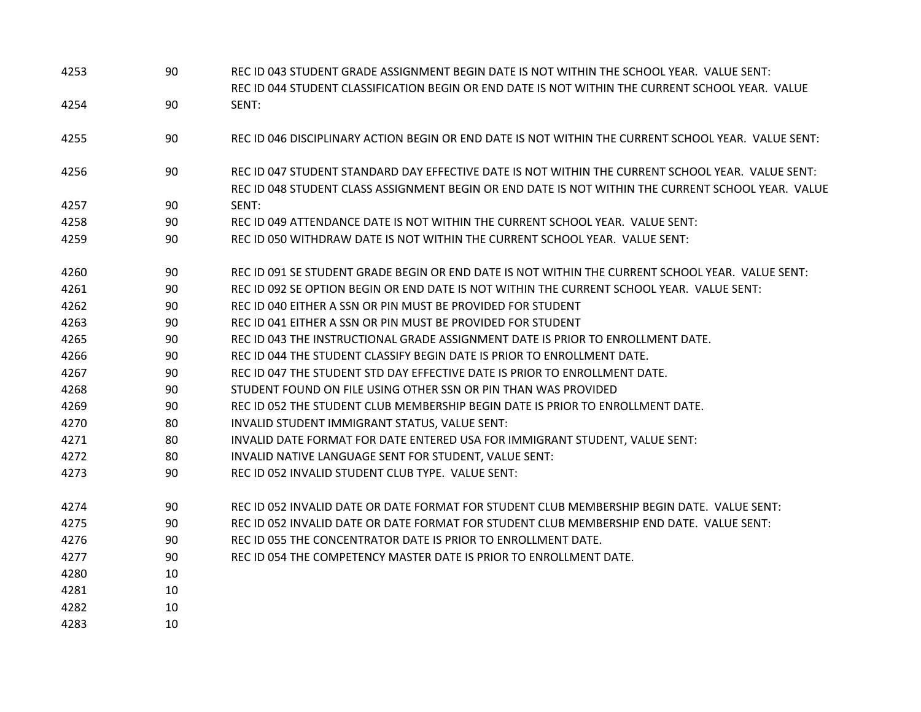| | | |
|---|---|---|
| 4253 | 90 | REC ID 043 STUDENT GRADE ASSIGNMENT BEGIN DATE IS NOT WITHIN THE SCHOOL YEAR.  VALUE SENT: |
| 4254 | 90 | REC ID 044 STUDENT CLASSIFICATION BEGIN OR END DATE IS NOT WITHIN THE CURRENT SCHOOL YEAR.  VALUE SENT: |
| 4255 | 90 | REC ID 046 DISCIPLINARY ACTION BEGIN OR END DATE IS NOT WITHIN THE CURRENT SCHOOL YEAR.  VALUE SENT: |
| 4256 | 90 | REC ID 047 STUDENT STANDARD DAY EFFECTIVE DATE IS NOT WITHIN THE CURRENT SCHOOL YEAR.  VALUE SENT: |
| 4257 | 90 | REC ID 048 STUDENT CLASS ASSIGNMENT BEGIN OR END DATE IS NOT WITHIN THE CURRENT SCHOOL YEAR.  VALUE SENT: |
| 4258 | 90 | REC ID 049 ATTENDANCE DATE IS NOT WITHIN THE CURRENT SCHOOL YEAR.  VALUE SENT: |
| 4259 | 90 | REC ID 050 WITHDRAW DATE IS NOT WITHIN THE CURRENT SCHOOL YEAR.  VALUE SENT: |
| 4260 | 90 | REC ID 091 SE STUDENT GRADE BEGIN OR END DATE IS NOT WITHIN THE CURRENT SCHOOL YEAR.  VALUE SENT: |
| 4261 | 90 | REC ID 092 SE OPTION BEGIN OR END DATE IS NOT WITHIN THE CURRENT SCHOOL YEAR.  VALUE SENT: |
| 4262 | 90 | REC ID 040 EITHER A SSN OR PIN MUST BE PROVIDED FOR STUDENT |
| 4263 | 90 | REC ID 041 EITHER A SSN OR PIN MUST BE PROVIDED FOR STUDENT |
| 4265 | 90 | REC ID 043 THE INSTRUCTIONAL GRADE ASSIGNMENT DATE IS PRIOR TO ENROLLMENT DATE. |
| 4266 | 90 | REC ID 044 THE STUDENT CLASSIFY BEGIN DATE IS PRIOR TO ENROLLMENT DATE. |
| 4267 | 90 | REC ID 047 THE STUDENT STD DAY EFFECTIVE DATE IS PRIOR TO ENROLLMENT DATE. |
| 4268 | 90 | STUDENT FOUND ON FILE USING OTHER SSN OR PIN THAN WAS PROVIDED |
| 4269 | 90 | REC ID 052 THE STUDENT CLUB MEMBERSHIP BEGIN DATE IS PRIOR TO ENROLLMENT DATE. |
| 4270 | 80 | INVALID STUDENT IMMIGRANT STATUS, VALUE SENT: |
| 4271 | 80 | INVALID DATE FORMAT FOR DATE ENTERED USA FOR IMMIGRANT STUDENT, VALUE SENT: |
| 4272 | 80 | INVALID NATIVE LANGUAGE SENT FOR STUDENT, VALUE SENT: |
| 4273 | 90 | REC ID 052 INVALID STUDENT CLUB TYPE.  VALUE SENT: |
| 4274 | 90 | REC ID 052 INVALID DATE OR DATE FORMAT FOR STUDENT CLUB MEMBERSHIP BEGIN DATE.  VALUE SENT: |
| 4275 | 90 | REC ID 052 INVALID DATE OR DATE FORMAT FOR STUDENT CLUB MEMBERSHIP END DATE.  VALUE SENT: |
| 4276 | 90 | REC ID 055 THE CONCENTRATOR DATE IS PRIOR TO ENROLLMENT DATE. |
| 4277 | 90 | REC ID 054 THE COMPETENCY MASTER DATE IS PRIOR TO ENROLLMENT DATE. |
| 4280 | 10 | |
| 4281 | 10 | |
| 4282 | 10 | |
| 4283 | 10 | |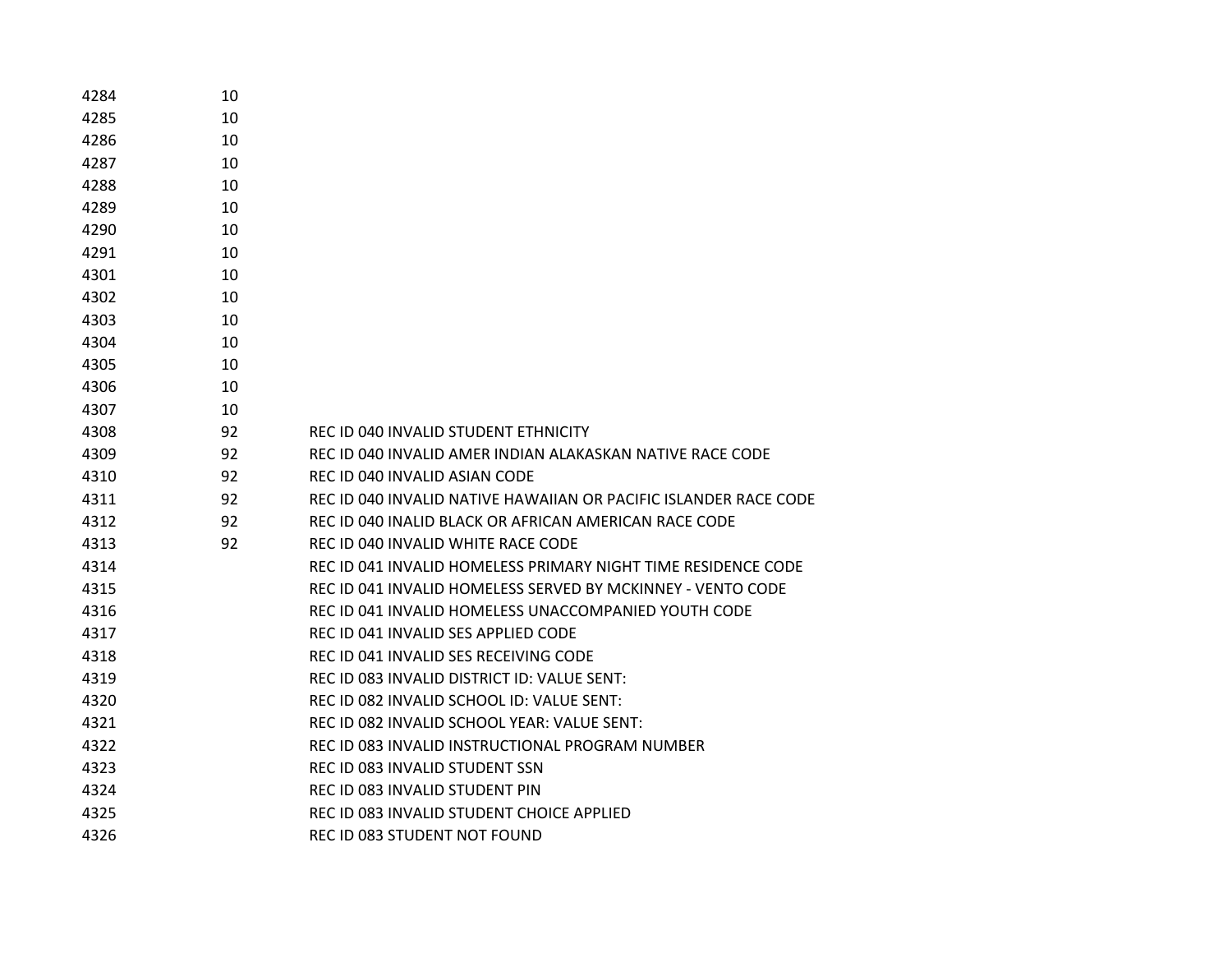| | | |
|---|---|---|
| 4284 | 10 | |
| 4285 | 10 | |
| 4286 | 10 | |
| 4287 | 10 | |
| 4288 | 10 | |
| 4289 | 10 | |
| 4290 | 10 | |
| 4291 | 10 | |
| 4301 | 10 | |
| 4302 | 10 | |
| 4303 | 10 | |
| 4304 | 10 | |
| 4305 | 10 | |
| 4306 | 10 | |
| 4307 | 10 | |
| 4308 | 92 | REC ID 040 INVALID STUDENT ETHNICITY |
| 4309 | 92 | REC ID 040 INVALID AMER INDIAN ALAKASKAN NATIVE RACE CODE |
| 4310 | 92 | REC ID 040 INVALID ASIAN CODE |
| 4311 | 92 | REC ID 040 INVALID NATIVE HAWAIIAN OR PACIFIC ISLANDER RACE CODE |
| 4312 | 92 | REC ID 040 INALID BLACK OR AFRICAN AMERICAN RACE CODE |
| 4313 | 92 | REC ID 040 INVALID WHITE RACE CODE |
| 4314 | | REC ID 041 INVALID HOMELESS PRIMARY NIGHT TIME RESIDENCE CODE |
| 4315 | | REC ID 041 INVALID HOMELESS SERVED BY MCKINNEY - VENTO CODE |
| 4316 | | REC ID 041 INVALID HOMELESS UNACCOMPANIED YOUTH CODE |
| 4317 | | REC ID 041 INVALID SES APPLIED CODE |
| 4318 | | REC ID 041 INVALID SES RECEIVING CODE |
| 4319 | | REC ID 083 INVALID DISTRICT ID: VALUE SENT: |
| 4320 | | REC ID 082 INVALID SCHOOL ID: VALUE SENT: |
| 4321 | | REC ID 082 INVALID SCHOOL YEAR: VALUE SENT: |
| 4322 | | REC ID 083 INVALID INSTRUCTIONAL PROGRAM NUMBER |
| 4323 | | REC ID 083 INVALID STUDENT SSN |
| 4324 | | REC ID 083 INVALID STUDENT PIN |
| 4325 | | REC ID 083 INVALID STUDENT CHOICE APPLIED |
| 4326 | | REC ID 083 STUDENT NOT FOUND |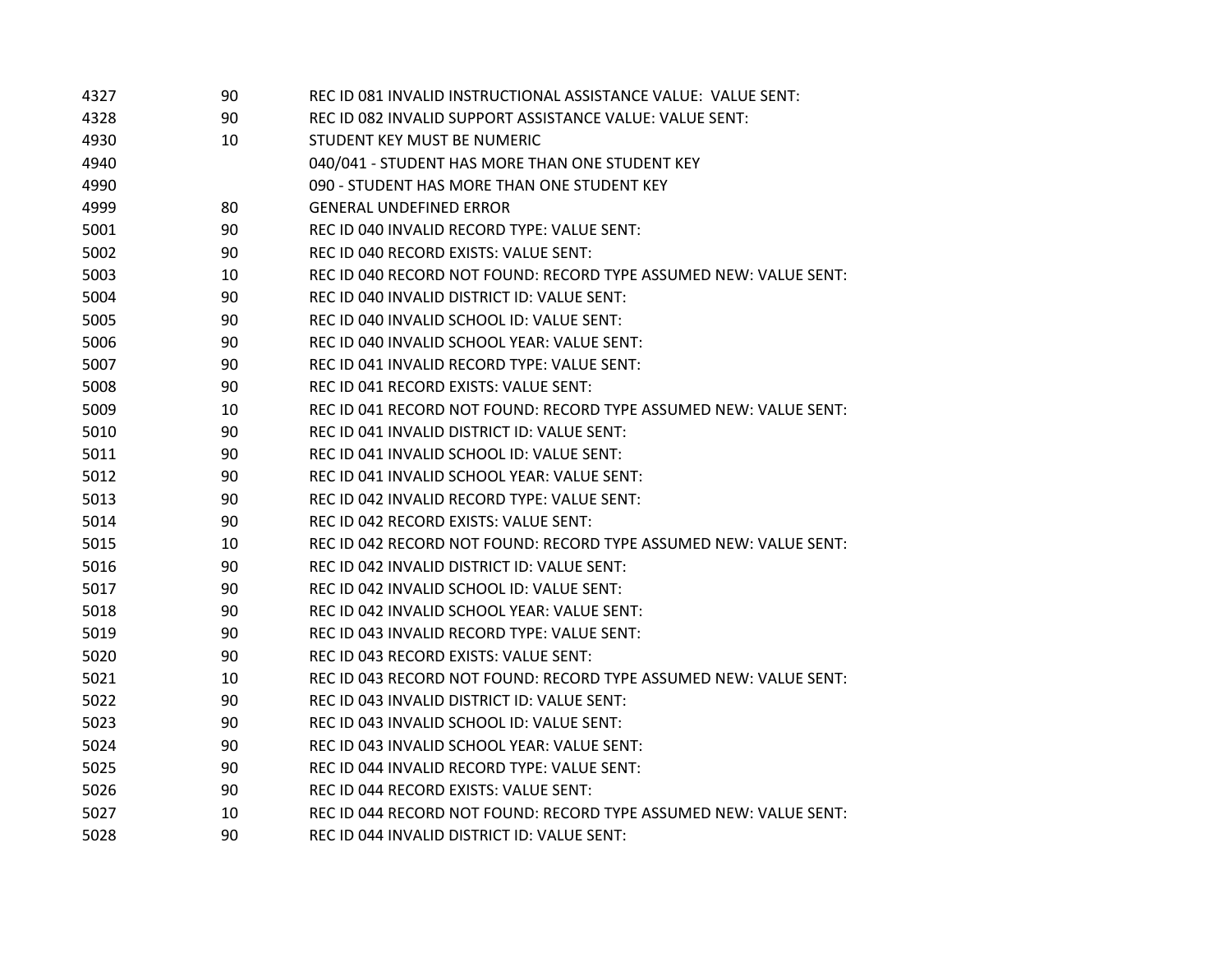| | | |
|---|---|---|
| 4327 | 90 | REC ID 081 INVALID INSTRUCTIONAL ASSISTANCE VALUE:  VALUE SENT: |
| 4328 | 90 | REC ID 082 INVALID SUPPORT ASSISTANCE VALUE: VALUE SENT: |
| 4930 | 10 | STUDENT KEY MUST BE NUMERIC |
| 4940 | | 040/041 - STUDENT HAS MORE THAN ONE STUDENT KEY |
| 4990 | | 090 - STUDENT HAS MORE THAN ONE STUDENT KEY |
| 4999 | 80 | GENERAL UNDEFINED ERROR |
| 5001 | 90 | REC ID 040 INVALID RECORD TYPE: VALUE SENT: |
| 5002 | 90 | REC ID 040 RECORD EXISTS: VALUE SENT: |
| 5003 | 10 | REC ID 040 RECORD NOT FOUND: RECORD TYPE ASSUMED NEW: VALUE SENT: |
| 5004 | 90 | REC ID 040 INVALID DISTRICT ID: VALUE SENT: |
| 5005 | 90 | REC ID 040 INVALID SCHOOL ID: VALUE SENT: |
| 5006 | 90 | REC ID 040 INVALID SCHOOL YEAR: VALUE SENT: |
| 5007 | 90 | REC ID 041 INVALID RECORD TYPE: VALUE SENT: |
| 5008 | 90 | REC ID 041 RECORD EXISTS: VALUE SENT: |
| 5009 | 10 | REC ID 041 RECORD NOT FOUND: RECORD TYPE ASSUMED NEW: VALUE SENT: |
| 5010 | 90 | REC ID 041 INVALID DISTRICT ID: VALUE SENT: |
| 5011 | 90 | REC ID 041 INVALID SCHOOL ID: VALUE SENT: |
| 5012 | 90 | REC ID 041 INVALID SCHOOL YEAR: VALUE SENT: |
| 5013 | 90 | REC ID 042 INVALID RECORD TYPE: VALUE SENT: |
| 5014 | 90 | REC ID 042 RECORD EXISTS: VALUE SENT: |
| 5015 | 10 | REC ID 042 RECORD NOT FOUND: RECORD TYPE ASSUMED NEW: VALUE SENT: |
| 5016 | 90 | REC ID 042 INVALID DISTRICT ID: VALUE SENT: |
| 5017 | 90 | REC ID 042 INVALID SCHOOL ID: VALUE SENT: |
| 5018 | 90 | REC ID 042 INVALID SCHOOL YEAR: VALUE SENT: |
| 5019 | 90 | REC ID 043 INVALID RECORD TYPE: VALUE SENT: |
| 5020 | 90 | REC ID 043 RECORD EXISTS: VALUE SENT: |
| 5021 | 10 | REC ID 043 RECORD NOT FOUND: RECORD TYPE ASSUMED NEW: VALUE SENT: |
| 5022 | 90 | REC ID 043 INVALID DISTRICT ID: VALUE SENT: |
| 5023 | 90 | REC ID 043 INVALID SCHOOL ID: VALUE SENT: |
| 5024 | 90 | REC ID 043 INVALID SCHOOL YEAR: VALUE SENT: |
| 5025 | 90 | REC ID 044 INVALID RECORD TYPE: VALUE SENT: |
| 5026 | 90 | REC ID 044 RECORD EXISTS: VALUE SENT: |
| 5027 | 10 | REC ID 044 RECORD NOT FOUND: RECORD TYPE ASSUMED NEW: VALUE SENT: |
| 5028 | 90 | REC ID 044 INVALID DISTRICT ID: VALUE SENT: |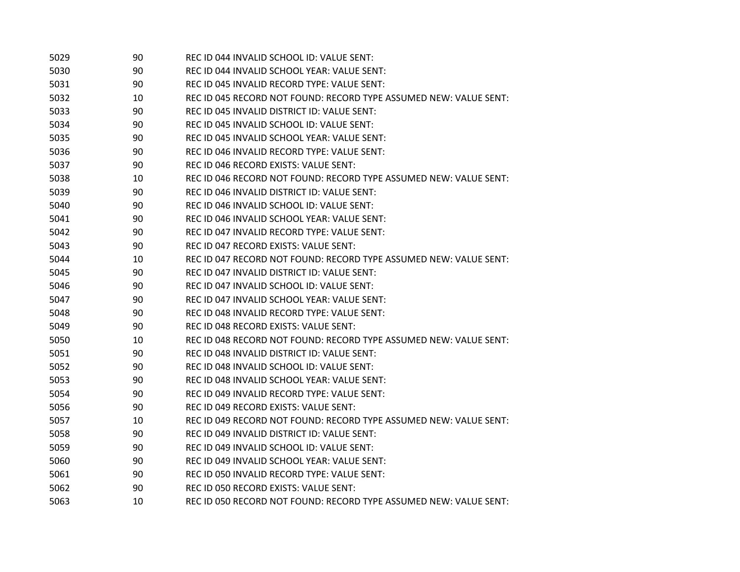| | | |
|---|---|---|
| 5029 | 90 | REC ID 044 INVALID SCHOOL ID: VALUE SENT: |
| 5030 | 90 | REC ID 044 INVALID SCHOOL YEAR: VALUE SENT: |
| 5031 | 90 | REC ID 045 INVALID RECORD TYPE: VALUE SENT: |
| 5032 | 10 | REC ID 045 RECORD NOT FOUND: RECORD TYPE ASSUMED NEW: VALUE SENT: |
| 5033 | 90 | REC ID 045 INVALID DISTRICT ID: VALUE SENT: |
| 5034 | 90 | REC ID 045 INVALID SCHOOL ID: VALUE SENT: |
| 5035 | 90 | REC ID 045 INVALID SCHOOL YEAR: VALUE SENT: |
| 5036 | 90 | REC ID 046 INVALID RECORD TYPE: VALUE SENT: |
| 5037 | 90 | REC ID 046 RECORD EXISTS: VALUE SENT: |
| 5038 | 10 | REC ID 046 RECORD NOT FOUND: RECORD TYPE ASSUMED NEW: VALUE SENT: |
| 5039 | 90 | REC ID 046 INVALID DISTRICT ID: VALUE SENT: |
| 5040 | 90 | REC ID 046 INVALID SCHOOL ID: VALUE SENT: |
| 5041 | 90 | REC ID 046 INVALID SCHOOL YEAR: VALUE SENT: |
| 5042 | 90 | REC ID 047 INVALID RECORD TYPE: VALUE SENT: |
| 5043 | 90 | REC ID 047 RECORD EXISTS: VALUE SENT: |
| 5044 | 10 | REC ID 047 RECORD NOT FOUND: RECORD TYPE ASSUMED NEW: VALUE SENT: |
| 5045 | 90 | REC ID 047 INVALID DISTRICT ID: VALUE SENT: |
| 5046 | 90 | REC ID 047 INVALID SCHOOL ID: VALUE SENT: |
| 5047 | 90 | REC ID 047 INVALID SCHOOL YEAR: VALUE SENT: |
| 5048 | 90 | REC ID 048 INVALID RECORD TYPE: VALUE SENT: |
| 5049 | 90 | REC ID 048 RECORD EXISTS: VALUE SENT: |
| 5050 | 10 | REC ID 048 RECORD NOT FOUND: RECORD TYPE ASSUMED NEW: VALUE SENT: |
| 5051 | 90 | REC ID 048 INVALID DISTRICT ID: VALUE SENT: |
| 5052 | 90 | REC ID 048 INVALID SCHOOL ID: VALUE SENT: |
| 5053 | 90 | REC ID 048 INVALID SCHOOL YEAR: VALUE SENT: |
| 5054 | 90 | REC ID 049 INVALID RECORD TYPE: VALUE SENT: |
| 5056 | 90 | REC ID 049 RECORD EXISTS: VALUE SENT: |
| 5057 | 10 | REC ID 049 RECORD NOT FOUND: RECORD TYPE ASSUMED NEW: VALUE SENT: |
| 5058 | 90 | REC ID 049 INVALID DISTRICT ID: VALUE SENT: |
| 5059 | 90 | REC ID 049 INVALID SCHOOL ID: VALUE SENT: |
| 5060 | 90 | REC ID 049 INVALID SCHOOL YEAR: VALUE SENT: |
| 5061 | 90 | REC ID 050 INVALID RECORD TYPE: VALUE SENT: |
| 5062 | 90 | REC ID 050 RECORD EXISTS: VALUE SENT: |
| 5063 | 10 | REC ID 050 RECORD NOT FOUND: RECORD TYPE ASSUMED NEW: VALUE SENT: |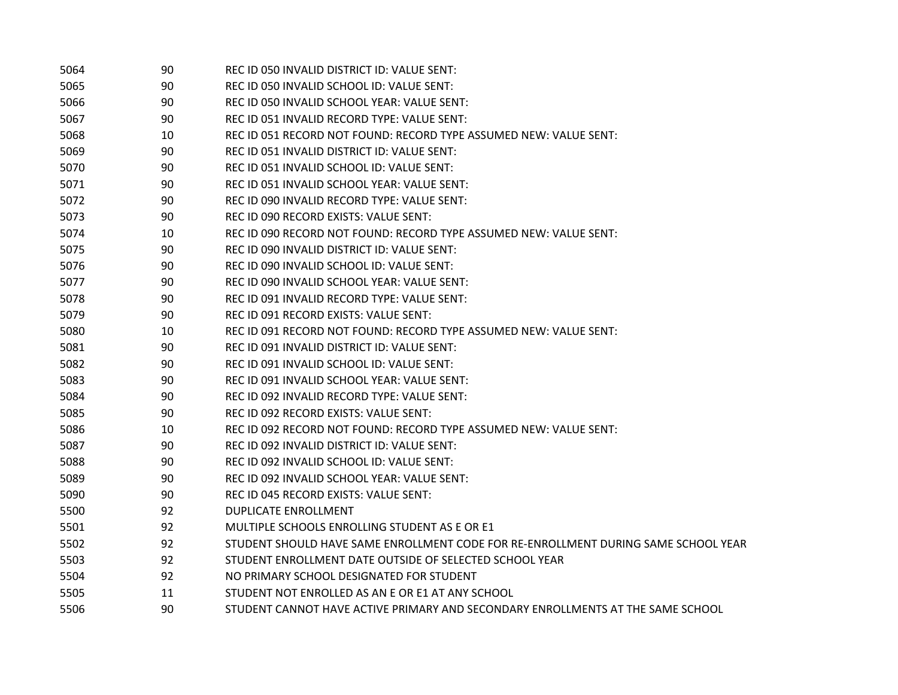| | | |
|---|---|---|
| 5064 | 90 | REC ID 050 INVALID DISTRICT ID: VALUE SENT: |
| 5065 | 90 | REC ID 050 INVALID SCHOOL ID: VALUE SENT: |
| 5066 | 90 | REC ID 050 INVALID SCHOOL YEAR: VALUE SENT: |
| 5067 | 90 | REC ID 051 INVALID RECORD TYPE: VALUE SENT: |
| 5068 | 10 | REC ID 051 RECORD NOT FOUND: RECORD TYPE ASSUMED NEW: VALUE SENT: |
| 5069 | 90 | REC ID 051 INVALID DISTRICT ID: VALUE SENT: |
| 5070 | 90 | REC ID 051 INVALID SCHOOL ID: VALUE SENT: |
| 5071 | 90 | REC ID 051 INVALID SCHOOL YEAR: VALUE SENT: |
| 5072 | 90 | REC ID 090 INVALID RECORD TYPE: VALUE SENT: |
| 5073 | 90 | REC ID 090 RECORD EXISTS: VALUE SENT: |
| 5074 | 10 | REC ID 090 RECORD NOT FOUND: RECORD TYPE ASSUMED NEW: VALUE SENT: |
| 5075 | 90 | REC ID 090 INVALID DISTRICT ID: VALUE SENT: |
| 5076 | 90 | REC ID 090 INVALID SCHOOL ID: VALUE SENT: |
| 5077 | 90 | REC ID 090 INVALID SCHOOL YEAR: VALUE SENT: |
| 5078 | 90 | REC ID 091 INVALID RECORD TYPE: VALUE SENT: |
| 5079 | 90 | REC ID 091 RECORD EXISTS: VALUE SENT: |
| 5080 | 10 | REC ID 091 RECORD NOT FOUND: RECORD TYPE ASSUMED NEW: VALUE SENT: |
| 5081 | 90 | REC ID 091 INVALID DISTRICT ID: VALUE SENT: |
| 5082 | 90 | REC ID 091 INVALID SCHOOL ID: VALUE SENT: |
| 5083 | 90 | REC ID 091 INVALID SCHOOL YEAR: VALUE SENT: |
| 5084 | 90 | REC ID 092 INVALID RECORD TYPE: VALUE SENT: |
| 5085 | 90 | REC ID 092 RECORD EXISTS: VALUE SENT: |
| 5086 | 10 | REC ID 092 RECORD NOT FOUND: RECORD TYPE ASSUMED NEW: VALUE SENT: |
| 5087 | 90 | REC ID 092 INVALID DISTRICT ID: VALUE SENT: |
| 5088 | 90 | REC ID 092 INVALID SCHOOL ID: VALUE SENT: |
| 5089 | 90 | REC ID 092 INVALID SCHOOL YEAR: VALUE SENT: |
| 5090 | 90 | REC ID 045 RECORD EXISTS: VALUE SENT: |
| 5500 | 92 | DUPLICATE ENROLLMENT |
| 5501 | 92 | MULTIPLE SCHOOLS ENROLLING STUDENT AS E OR E1 |
| 5502 | 92 | STUDENT SHOULD HAVE SAME ENROLLMENT CODE FOR RE-ENROLLMENT DURING SAME SCHOOL YEAR |
| 5503 | 92 | STUDENT ENROLLMENT DATE OUTSIDE OF SELECTED SCHOOL YEAR |
| 5504 | 92 | NO PRIMARY SCHOOL DESIGNATED FOR STUDENT |
| 5505 | 11 | STUDENT NOT ENROLLED AS AN E OR E1 AT ANY SCHOOL |
| 5506 | 90 | STUDENT CANNOT HAVE ACTIVE PRIMARY AND SECONDARY ENROLLMENTS AT THE SAME SCHOOL |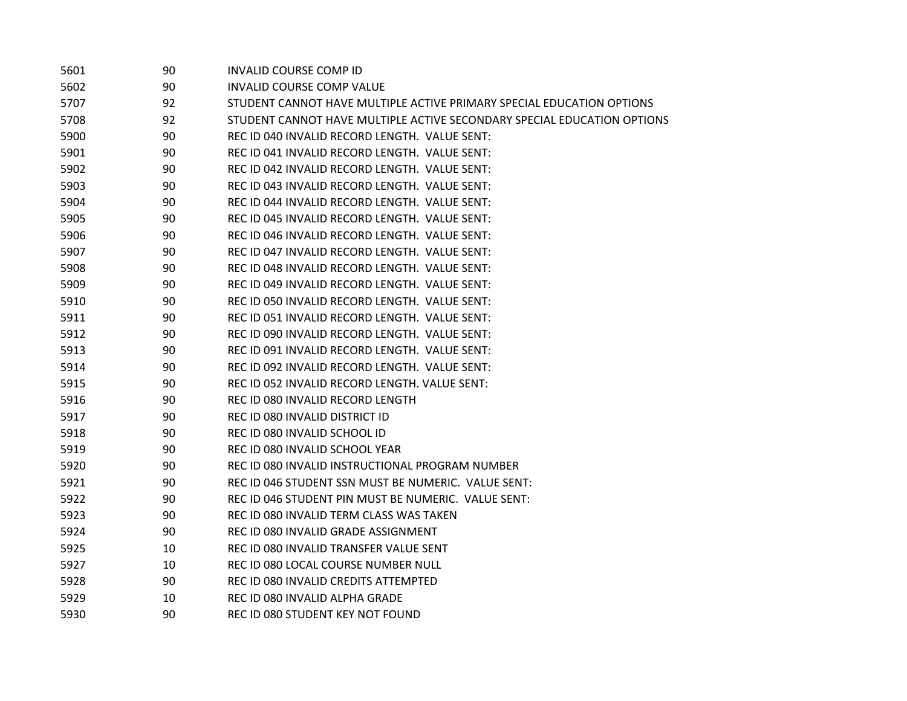| | | |
|---|---|---|
| 5601 | 90 | INVALID COURSE COMP ID |
| 5602 | 90 | INVALID COURSE COMP VALUE |
| 5707 | 92 | STUDENT CANNOT HAVE MULTIPLE ACTIVE PRIMARY SPECIAL EDUCATION OPTIONS |
| 5708 | 92 | STUDENT CANNOT HAVE MULTIPLE ACTIVE SECONDARY SPECIAL EDUCATION OPTIONS |
| 5900 | 90 | REC ID 040 INVALID RECORD LENGTH.  VALUE SENT: |
| 5901 | 90 | REC ID 041 INVALID RECORD LENGTH.  VALUE SENT: |
| 5902 | 90 | REC ID 042 INVALID RECORD LENGTH.  VALUE SENT: |
| 5903 | 90 | REC ID 043 INVALID RECORD LENGTH.  VALUE SENT: |
| 5904 | 90 | REC ID 044 INVALID RECORD LENGTH.  VALUE SENT: |
| 5905 | 90 | REC ID 045 INVALID RECORD LENGTH.  VALUE SENT: |
| 5906 | 90 | REC ID 046 INVALID RECORD LENGTH.  VALUE SENT: |
| 5907 | 90 | REC ID 047 INVALID RECORD LENGTH.  VALUE SENT: |
| 5908 | 90 | REC ID 048 INVALID RECORD LENGTH.  VALUE SENT: |
| 5909 | 90 | REC ID 049 INVALID RECORD LENGTH.  VALUE SENT: |
| 5910 | 90 | REC ID 050 INVALID RECORD LENGTH.  VALUE SENT: |
| 5911 | 90 | REC ID 051 INVALID RECORD LENGTH.  VALUE SENT: |
| 5912 | 90 | REC ID 090 INVALID RECORD LENGTH.  VALUE SENT: |
| 5913 | 90 | REC ID 091 INVALID RECORD LENGTH.  VALUE SENT: |
| 5914 | 90 | REC ID 092 INVALID RECORD LENGTH.  VALUE SENT: |
| 5915 | 90 | REC ID 052 INVALID RECORD LENGTH. VALUE SENT: |
| 5916 | 90 | REC ID 080 INVALID RECORD LENGTH |
| 5917 | 90 | REC ID 080 INVALID DISTRICT ID |
| 5918 | 90 | REC ID 080 INVALID SCHOOL ID |
| 5919 | 90 | REC ID 080 INVALID SCHOOL YEAR |
| 5920 | 90 | REC ID 080 INVALID INSTRUCTIONAL PROGRAM NUMBER |
| 5921 | 90 | REC ID 046 STUDENT SSN MUST BE NUMERIC.  VALUE SENT: |
| 5922 | 90 | REC ID 046 STUDENT PIN MUST BE NUMERIC.  VALUE SENT: |
| 5923 | 90 | REC ID 080 INVALID TERM CLASS WAS TAKEN |
| 5924 | 90 | REC ID 080 INVALID GRADE ASSIGNMENT |
| 5925 | 10 | REC ID 080 INVALID TRANSFER VALUE SENT |
| 5927 | 10 | REC ID 080 LOCAL COURSE NUMBER NULL |
| 5928 | 90 | REC ID 080 INVALID CREDITS ATTEMPTED |
| 5929 | 10 | REC ID 080 INVALID ALPHA GRADE |
| 5930 | 90 | REC ID 080 STUDENT KEY NOT FOUND |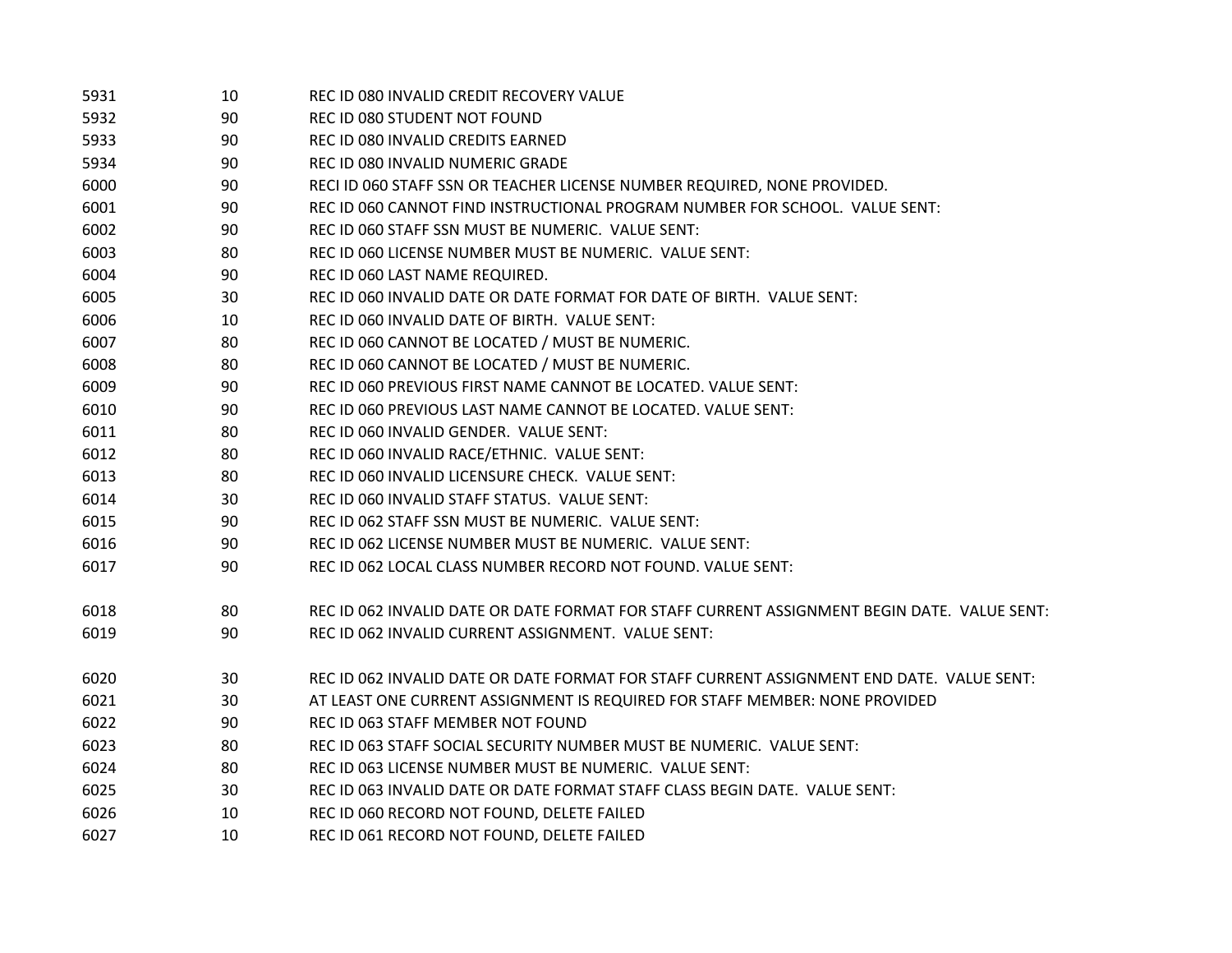| | | |
|---|---|---|
| 5931 | 10 | REC ID 080 INVALID CREDIT RECOVERY VALUE |
| 5932 | 90 | REC ID 080 STUDENT NOT FOUND |
| 5933 | 90 | REC ID 080 INVALID CREDITS EARNED |
| 5934 | 90 | REC ID 080 INVALID NUMERIC GRADE |
| 6000 | 90 | RECI ID 060 STAFF SSN OR TEACHER LICENSE NUMBER REQUIRED, NONE PROVIDED. |
| 6001 | 90 | REC ID 060 CANNOT FIND INSTRUCTIONAL PROGRAM NUMBER FOR SCHOOL.  VALUE SENT: |
| 6002 | 90 | REC ID 060 STAFF SSN MUST BE NUMERIC.  VALUE SENT: |
| 6003 | 80 | REC ID 060 LICENSE NUMBER MUST BE NUMERIC.  VALUE SENT: |
| 6004 | 90 | REC ID 060 LAST NAME REQUIRED. |
| 6005 | 30 | REC ID 060 INVALID DATE OR DATE FORMAT FOR DATE OF BIRTH.  VALUE SENT: |
| 6006 | 10 | REC ID 060 INVALID DATE OF BIRTH.  VALUE SENT: |
| 6007 | 80 | REC ID 060 CANNOT BE LOCATED / MUST BE NUMERIC. |
| 6008 | 80 | REC ID 060 CANNOT BE LOCATED / MUST BE NUMERIC. |
| 6009 | 90 | REC ID 060 PREVIOUS FIRST NAME CANNOT BE LOCATED. VALUE SENT: |
| 6010 | 90 | REC ID 060 PREVIOUS LAST NAME CANNOT BE LOCATED. VALUE SENT: |
| 6011 | 80 | REC ID 060 INVALID GENDER.  VALUE SENT: |
| 6012 | 80 | REC ID 060 INVALID RACE/ETHNIC.  VALUE SENT: |
| 6013 | 80 | REC ID 060 INVALID LICENSURE CHECK.  VALUE SENT: |
| 6014 | 30 | REC ID 060 INVALID STAFF STATUS.  VALUE SENT: |
| 6015 | 90 | REC ID 062 STAFF SSN MUST BE NUMERIC.  VALUE SENT: |
| 6016 | 90 | REC ID 062 LICENSE NUMBER MUST BE NUMERIC.  VALUE SENT: |
| 6017 | 90 | REC ID 062 LOCAL CLASS NUMBER RECORD NOT FOUND. VALUE SENT: |
| 6018 | 80 | REC ID 062 INVALID DATE OR DATE FORMAT FOR STAFF CURRENT ASSIGNMENT BEGIN DATE.  VALUE SENT: |
| 6019 | 90 | REC ID 062 INVALID CURRENT ASSIGNMENT.  VALUE SENT: |
| 6020 | 30 | REC ID 062 INVALID DATE OR DATE FORMAT FOR STAFF CURRENT ASSIGNMENT END DATE.  VALUE SENT: |
| 6021 | 30 | AT LEAST ONE CURRENT ASSIGNMENT IS REQUIRED FOR STAFF MEMBER: NONE PROVIDED |
| 6022 | 90 | REC ID 063 STAFF MEMBER NOT FOUND |
| 6023 | 80 | REC ID 063 STAFF SOCIAL SECURITY NUMBER MUST BE NUMERIC.  VALUE SENT: |
| 6024 | 80 | REC ID 063 LICENSE NUMBER MUST BE NUMERIC.  VALUE SENT: |
| 6025 | 30 | REC ID 063 INVALID DATE OR DATE FORMAT STAFF CLASS BEGIN DATE.  VALUE SENT: |
| 6026 | 10 | REC ID 060 RECORD NOT FOUND, DELETE FAILED |
| 6027 | 10 | REC ID 061 RECORD NOT FOUND, DELETE FAILED |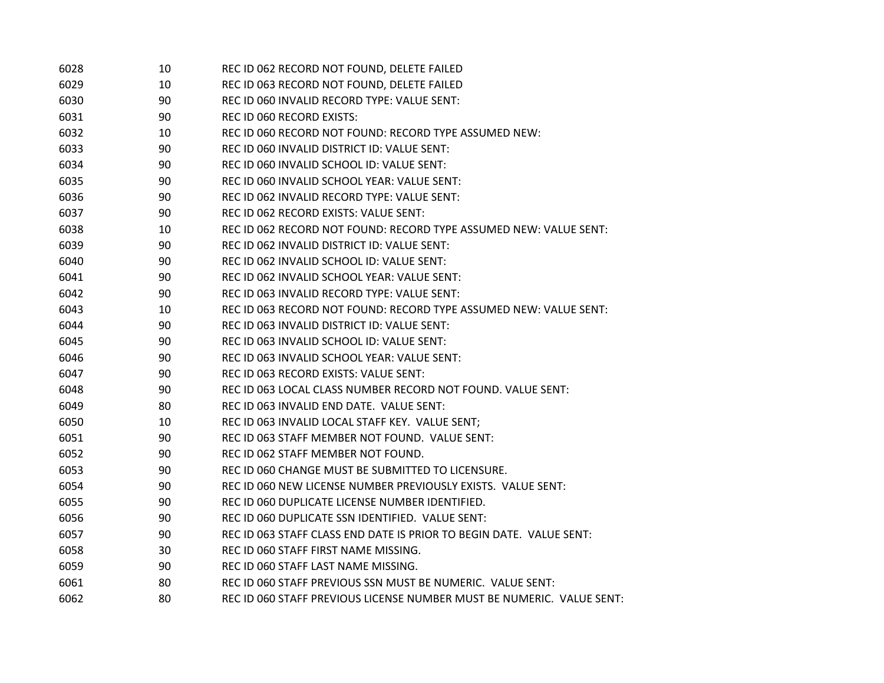| | | |
|---|---|---|
| 6028 | 10 | REC ID 062 RECORD NOT FOUND, DELETE FAILED |
| 6029 | 10 | REC ID 063 RECORD NOT FOUND, DELETE FAILED |
| 6030 | 90 | REC ID 060 INVALID RECORD TYPE: VALUE SENT: |
| 6031 | 90 | REC ID 060 RECORD EXISTS: |
| 6032 | 10 | REC ID 060 RECORD NOT FOUND: RECORD TYPE ASSUMED NEW: |
| 6033 | 90 | REC ID 060 INVALID DISTRICT ID: VALUE SENT: |
| 6034 | 90 | REC ID 060 INVALID SCHOOL ID: VALUE SENT: |
| 6035 | 90 | REC ID 060 INVALID SCHOOL YEAR: VALUE SENT: |
| 6036 | 90 | REC ID 062 INVALID RECORD TYPE: VALUE SENT: |
| 6037 | 90 | REC ID 062 RECORD EXISTS: VALUE SENT: |
| 6038 | 10 | REC ID 062 RECORD NOT FOUND: RECORD TYPE ASSUMED NEW: VALUE SENT: |
| 6039 | 90 | REC ID 062 INVALID DISTRICT ID: VALUE SENT: |
| 6040 | 90 | REC ID 062 INVALID SCHOOL ID: VALUE SENT: |
| 6041 | 90 | REC ID 062 INVALID SCHOOL YEAR: VALUE SENT: |
| 6042 | 90 | REC ID 063 INVALID RECORD TYPE: VALUE SENT: |
| 6043 | 10 | REC ID 063 RECORD NOT FOUND: RECORD TYPE ASSUMED NEW: VALUE SENT: |
| 6044 | 90 | REC ID 063 INVALID DISTRICT ID: VALUE SENT: |
| 6045 | 90 | REC ID 063 INVALID SCHOOL ID: VALUE SENT: |
| 6046 | 90 | REC ID 063 INVALID SCHOOL YEAR: VALUE SENT: |
| 6047 | 90 | REC ID 063 RECORD EXISTS: VALUE SENT: |
| 6048 | 90 | REC ID 063 LOCAL CLASS NUMBER RECORD NOT FOUND. VALUE SENT: |
| 6049 | 80 | REC ID 063 INVALID END DATE. VALUE SENT: |
| 6050 | 10 | REC ID 063 INVALID LOCAL STAFF KEY. VALUE SENT; |
| 6051 | 90 | REC ID 063 STAFF MEMBER NOT FOUND. VALUE SENT: |
| 6052 | 90 | REC ID 062 STAFF MEMBER NOT FOUND. |
| 6053 | 90 | REC ID 060 CHANGE MUST BE SUBMITTED TO LICENSURE. |
| 6054 | 90 | REC ID 060 NEW LICENSE NUMBER PREVIOUSLY EXISTS. VALUE SENT: |
| 6055 | 90 | REC ID 060 DUPLICATE LICENSE NUMBER IDENTIFIED. |
| 6056 | 90 | REC ID 060 DUPLICATE SSN IDENTIFIED. VALUE SENT: |
| 6057 | 90 | REC ID 063 STAFF CLASS END DATE IS PRIOR TO BEGIN DATE. VALUE SENT: |
| 6058 | 30 | REC ID 060 STAFF FIRST NAME MISSING. |
| 6059 | 90 | REC ID 060 STAFF LAST NAME MISSING. |
| 6061 | 80 | REC ID 060 STAFF PREVIOUS SSN MUST BE NUMERIC. VALUE SENT: |
| 6062 | 80 | REC ID 060 STAFF PREVIOUS LICENSE NUMBER MUST BE NUMERIC. VALUE SENT: |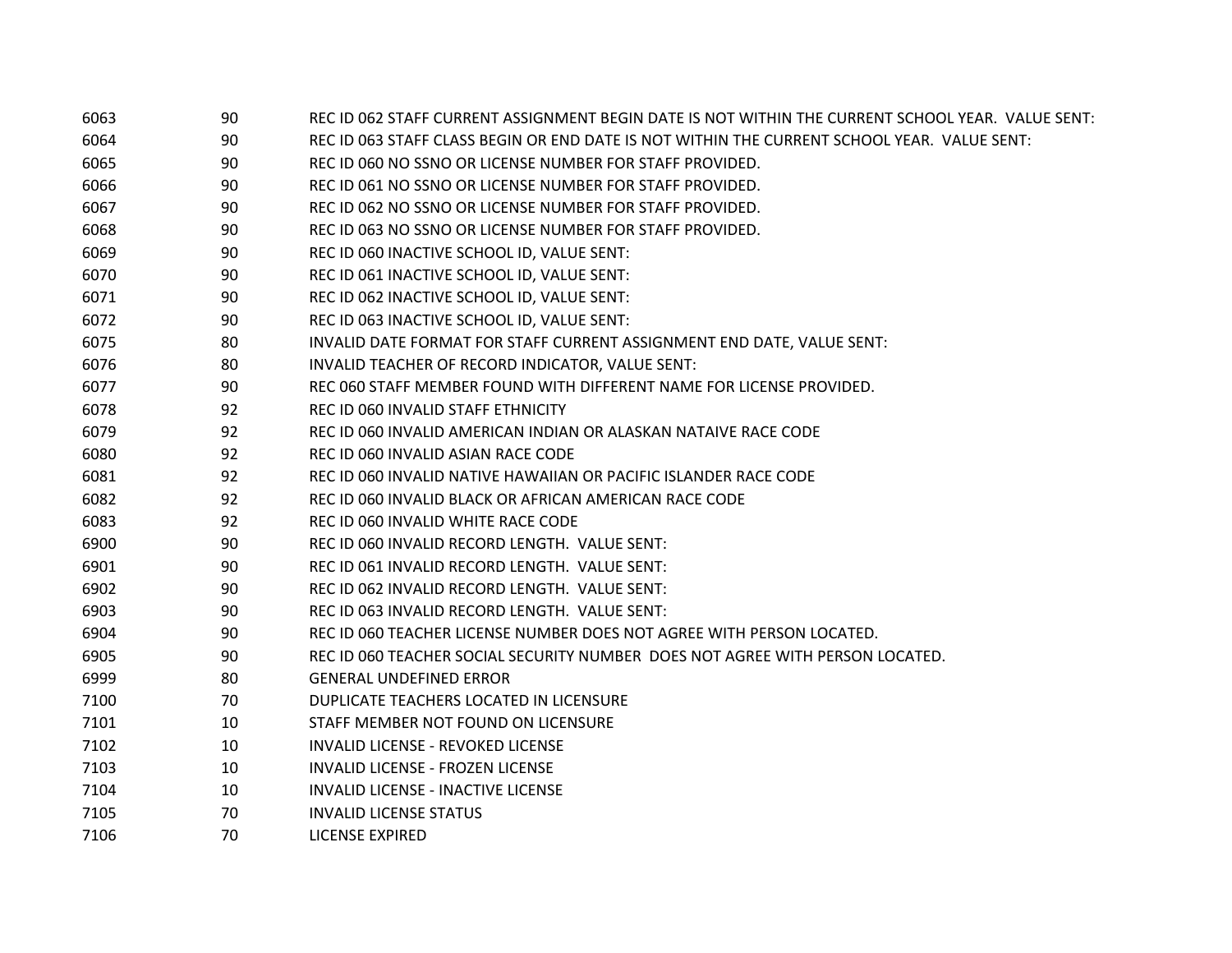| | | |
|---|---|---|
| 6063 | 90 | REC ID 062 STAFF CURRENT ASSIGNMENT BEGIN DATE IS NOT WITHIN THE CURRENT SCHOOL YEAR.  VALUE SENT: |
| 6064 | 90 | REC ID 063 STAFF CLASS BEGIN OR END DATE IS NOT WITHIN THE CURRENT SCHOOL YEAR.  VALUE SENT: |
| 6065 | 90 | REC ID 060 NO SSNO OR LICENSE NUMBER FOR STAFF PROVIDED. |
| 6066 | 90 | REC ID 061 NO SSNO OR LICENSE NUMBER FOR STAFF PROVIDED. |
| 6067 | 90 | REC ID 062 NO SSNO OR LICENSE NUMBER FOR STAFF PROVIDED. |
| 6068 | 90 | REC ID 063 NO SSNO OR LICENSE NUMBER FOR STAFF PROVIDED. |
| 6069 | 90 | REC ID 060 INACTIVE SCHOOL ID, VALUE SENT: |
| 6070 | 90 | REC ID 061 INACTIVE SCHOOL ID, VALUE SENT: |
| 6071 | 90 | REC ID 062 INACTIVE SCHOOL ID, VALUE SENT: |
| 6072 | 90 | REC ID 063 INACTIVE SCHOOL ID, VALUE SENT: |
| 6075 | 80 | INVALID DATE FORMAT FOR STAFF CURRENT ASSIGNMENT END DATE, VALUE SENT: |
| 6076 | 80 | INVALID TEACHER OF RECORD INDICATOR, VALUE SENT: |
| 6077 | 90 | REC 060 STAFF MEMBER FOUND WITH DIFFERENT NAME FOR LICENSE PROVIDED. |
| 6078 | 92 | REC ID 060 INVALID STAFF ETHNICITY |
| 6079 | 92 | REC ID 060 INVALID AMERICAN INDIAN OR ALASKAN NATAIVE RACE CODE |
| 6080 | 92 | REC ID 060 INVALID ASIAN RACE CODE |
| 6081 | 92 | REC ID 060 INVALID NATIVE HAWAIIAN OR PACIFIC ISLANDER RACE CODE |
| 6082 | 92 | REC ID 060 INVALID BLACK OR AFRICAN AMERICAN RACE CODE |
| 6083 | 92 | REC ID 060 INVALID WHITE RACE CODE |
| 6900 | 90 | REC ID 060 INVALID RECORD LENGTH.  VALUE SENT: |
| 6901 | 90 | REC ID 061 INVALID RECORD LENGTH.  VALUE SENT: |
| 6902 | 90 | REC ID 062 INVALID RECORD LENGTH.  VALUE SENT: |
| 6903 | 90 | REC ID 063 INVALID RECORD LENGTH.  VALUE SENT: |
| 6904 | 90 | REC ID 060 TEACHER LICENSE NUMBER DOES NOT AGREE WITH PERSON LOCATED. |
| 6905 | 90 | REC ID 060 TEACHER SOCIAL SECURITY NUMBER  DOES NOT AGREE WITH PERSON LOCATED. |
| 6999 | 80 | GENERAL UNDEFINED ERROR |
| 7100 | 70 | DUPLICATE TEACHERS LOCATED IN LICENSURE |
| 7101 | 10 | STAFF MEMBER NOT FOUND ON LICENSURE |
| 7102 | 10 | INVALID LICENSE - REVOKED LICENSE |
| 7103 | 10 | INVALID LICENSE - FROZEN LICENSE |
| 7104 | 10 | INVALID LICENSE - INACTIVE LICENSE |
| 7105 | 70 | INVALID LICENSE STATUS |
| 7106 | 70 | LICENSE EXPIRED |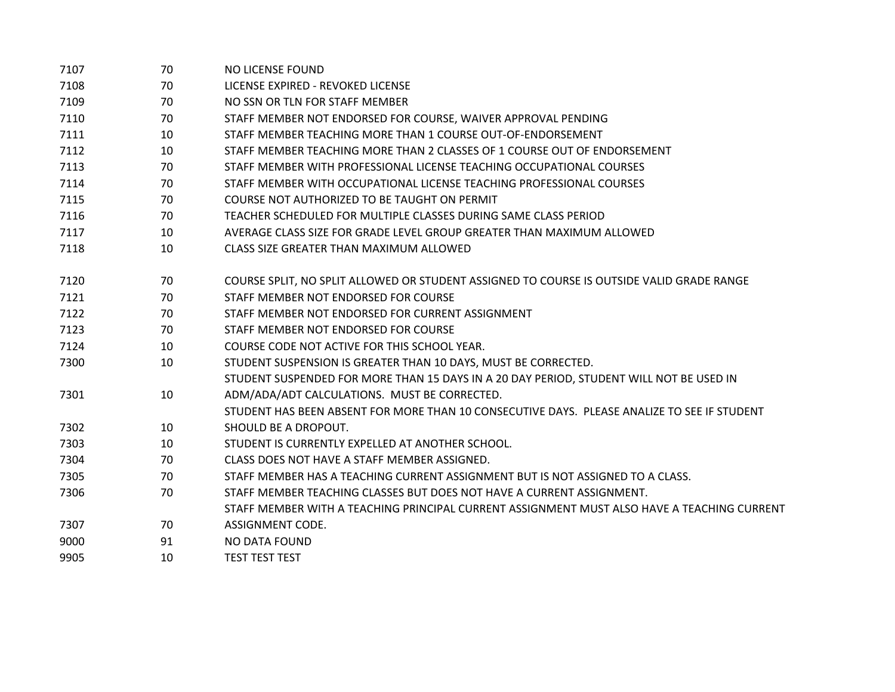| | | |
|---|---|---|
| 7107 | 70 | NO LICENSE FOUND |
| 7108 | 70 | LICENSE EXPIRED - REVOKED LICENSE |
| 7109 | 70 | NO SSN OR TLN FOR STAFF MEMBER |
| 7110 | 70 | STAFF MEMBER NOT ENDORSED FOR COURSE, WAIVER APPROVAL PENDING |
| 7111 | 10 | STAFF MEMBER TEACHING MORE THAN 1 COURSE OUT-OF-ENDORSEMENT |
| 7112 | 10 | STAFF MEMBER TEACHING MORE THAN 2 CLASSES OF 1 COURSE OUT OF ENDORSEMENT |
| 7113 | 70 | STAFF MEMBER WITH PROFESSIONAL LICENSE TEACHING OCCUPATIONAL COURSES |
| 7114 | 70 | STAFF MEMBER WITH OCCUPATIONAL LICENSE TEACHING PROFESSIONAL COURSES |
| 7115 | 70 | COURSE NOT AUTHORIZED TO BE TAUGHT ON PERMIT |
| 7116 | 70 | TEACHER SCHEDULED FOR MULTIPLE CLASSES DURING SAME CLASS PERIOD |
| 7117 | 10 | AVERAGE CLASS SIZE FOR GRADE LEVEL GROUP GREATER THAN MAXIMUM ALLOWED |
| 7118 | 10 | CLASS SIZE GREATER THAN MAXIMUM ALLOWED |
| 7120 | 70 | COURSE SPLIT, NO SPLIT ALLOWED OR STUDENT ASSIGNED TO COURSE IS OUTSIDE VALID GRADE RANGE |
| 7121 | 70 | STAFF MEMBER NOT ENDORSED FOR COURSE |
| 7122 | 70 | STAFF MEMBER NOT ENDORSED FOR CURRENT ASSIGNMENT |
| 7123 | 70 | STAFF MEMBER NOT ENDORSED FOR COURSE |
| 7124 | 10 | COURSE CODE NOT ACTIVE FOR THIS SCHOOL YEAR. |
| 7300 | 10 | STUDENT SUSPENSION IS GREATER THAN 10 DAYS, MUST BE CORRECTED. |
| 7301 | 10 | STUDENT SUSPENDED FOR MORE THAN 15 DAYS IN A 20 DAY PERIOD, STUDENT WILL NOT BE USED IN ADM/ADA/ADT CALCULATIONS. MUST BE CORRECTED. |
| 7302 | 10 | STUDENT HAS BEEN ABSENT FOR MORE THAN 10 CONSECUTIVE DAYS. PLEASE ANALIZE TO SEE IF STUDENT SHOULD BE A DROPOUT. |
| 7303 | 10 | STUDENT IS CURRENTLY EXPELLED AT ANOTHER SCHOOL. |
| 7304 | 70 | CLASS DOES NOT HAVE A STAFF MEMBER ASSIGNED. |
| 7305 | 70 | STAFF MEMBER HAS A TEACHING CURRENT ASSIGNMENT BUT IS NOT ASSIGNED TO A CLASS. |
| 7306 | 70 | STAFF MEMBER TEACHING CLASSES BUT DOES NOT HAVE A CURRENT ASSIGNMENT. |
| 7307 | 70 | STAFF MEMBER WITH A TEACHING PRINCIPAL CURRENT ASSIGNMENT MUST ALSO HAVE A TEACHING CURRENT ASSIGNMENT CODE. |
| 9000 | 91 | NO DATA FOUND |
| 9905 | 10 | TEST TEST TEST |